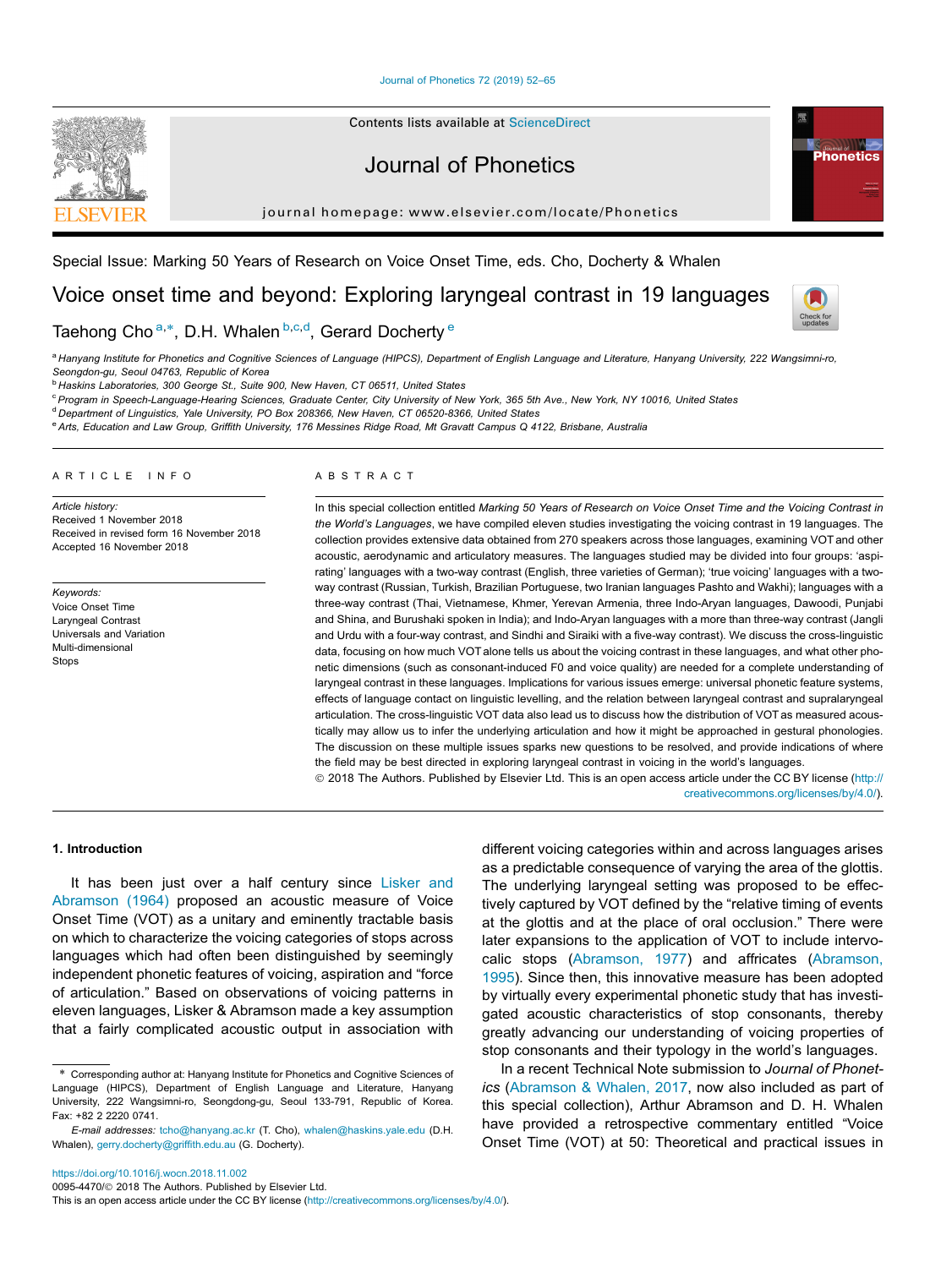Special Issue: Marking 50 Years of Research on Voice Onset Time, eds. Cho, Docherty & Whalen

# Voice onset time and beyond: Exploring laryngeal contrast in 19 languages

Taehong Cho [a,*], D.H. Whalen [b,c,d], Gerard Docherty [e]

[a] Hanyang Institute for Phonetics and Cognitive Sciences of Language (HIPCS), Department of English Language and Literature, Hanyang University, 222 Wangsimni-ro, Seongdon-gu, Seoul 04763, Republic of Korea

[b] Haskins Laboratories, 300 George St., Suite 900, New Haven, CT 06511, United States

[c] Program in Speech-Language-Hearing Sciences, Graduate Center, City University of New York, 365 5th Ave., New York, NY 10016, United States

[d] Department of Linguistics, Yale University, PO Box 208366, New Haven, CT 06520-8366, United States

[e] Arts, Education and Law Group, Griffith University, 176 Messines Ridge Road, Mt Gravatt Campus Q 4122, Brisbane, Australia

## ARTICLE INFO

*Article history:*
Received 1 November 2018
Received in revised form 16 November 2018
Accepted 16 November 2018

*Keywords:*
Voice Onset Time
Laryngeal Contrast
Universals and Variation
Multi-dimensional
Stops

## ABSTRACT

In this special collection entitled *Marking 50 Years of Research on Voice Onset Time and the Voicing Contrast in the World's Languages*, we have compiled eleven studies investigating the voicing contrast in 19 languages. The collection provides extensive data obtained from 270 speakers across those languages, examining VOT and other acoustic, aerodynamic and articulatory measures. The languages studied may be divided into four groups: 'aspirating' languages with a two-way contrast (English, three varieties of German); 'true voicing' languages with a two-way contrast (Russian, Turkish, Brazilian Portuguese, two Iranian languages Pashto and Wakhi); languages with a three-way contrast (Thai, Vietnamese, Khmer, Yerevan Armenia, three Indo-Aryan languages, Dawoodi, Punjabi and Shina, and Burushaki spoken in India); and Indo-Aryan languages with a more than three-way contrast (Jangli and Urdu with a four-way contrast, and Sindhi and Siraiki with a five-way contrast). We discuss the cross-linguistic data, focusing on how much VOT alone tells us about the voicing contrast in these languages, and what other phonetic dimensions (such as consonant-induced F0 and voice quality) are needed for a complete understanding of laryngeal contrast in these languages. Implications for various issues emerge: universal phonetic feature systems, effects of language contact on linguistic levelling, and the relation between laryngeal contrast and supralaryngeal articulation. The cross-linguistic VOT data also lead us to discuss how the distribution of VOT as measured acoustically may allow us to infer the underlying articulation and how it might be approached in gestural phonologies. The discussion on these multiple issues sparks new questions to be resolved, and provide indications of where the field may be best directed in exploring laryngeal contrast in voicing in the world's languages.

© 2018 The Authors. Published by Elsevier Ltd. This is an open access article under the CC BY license (http://creativecommons.org/licenses/by/4.0/).

## 1. Introduction

It has been just over a half century since Lisker and Abramson (1964) proposed an acoustic measure of Voice Onset Time (VOT) as a unitary and eminently tractable basis on which to characterize the voicing categories of stops across languages which had often been distinguished by seemingly independent phonetic features of voicing, aspiration and "force of articulation." Based on observations of voicing patterns in eleven languages, Lisker & Abramson made a key assumption that a fairly complicated acoustic output in association with different voicing categories within and across languages arises as a predictable consequence of varying the area of the glottis. The underlying laryngeal setting was proposed to be effectively captured by VOT defined by the "relative timing of events at the glottis and at the place of oral occlusion." There were later expansions to the application of VOT to include intervocalic stops (Abramson, 1977) and affricates (Abramson, 1995). Since then, this innovative measure has been adopted by virtually every experimental phonetic study that has investigated acoustic characteristics of stop consonants, thereby greatly advancing our understanding of voicing properties of stop consonants and their typology in the world's languages.

In a recent Technical Note submission to *Journal of Phonetics* (Abramson & Whalen, 2017, now also included as part of this special collection), Arthur Abramson and D. H. Whalen have provided a retrospective commentary entitled "Voice Onset Time (VOT) at 50: Theoretical and practical issues in

* Corresponding author at: Hanyang Institute for Phonetics and Cognitive Sciences of Language (HIPCS), Department of English Language and Literature, Hanyang University, 222 Wangsimni-ro, Seongdong-gu, Seoul 133-791, Republic of Korea. Fax: +82 2 2220 0741.

*E-mail addresses:* tcho@hanyang.ac.kr (T. Cho), whalen@haskins.yale.edu (D.H. Whalen), gerry.docherty@griffith.edu.au (G. Docherty).

https://doi.org/10.1016/j.wocn.2018.11.002
0095-4470/© 2018 The Authors. Published by Elsevier Ltd.
This is an open access article under the CC BY license (http://creativecommons.org/licenses/by/4.0/).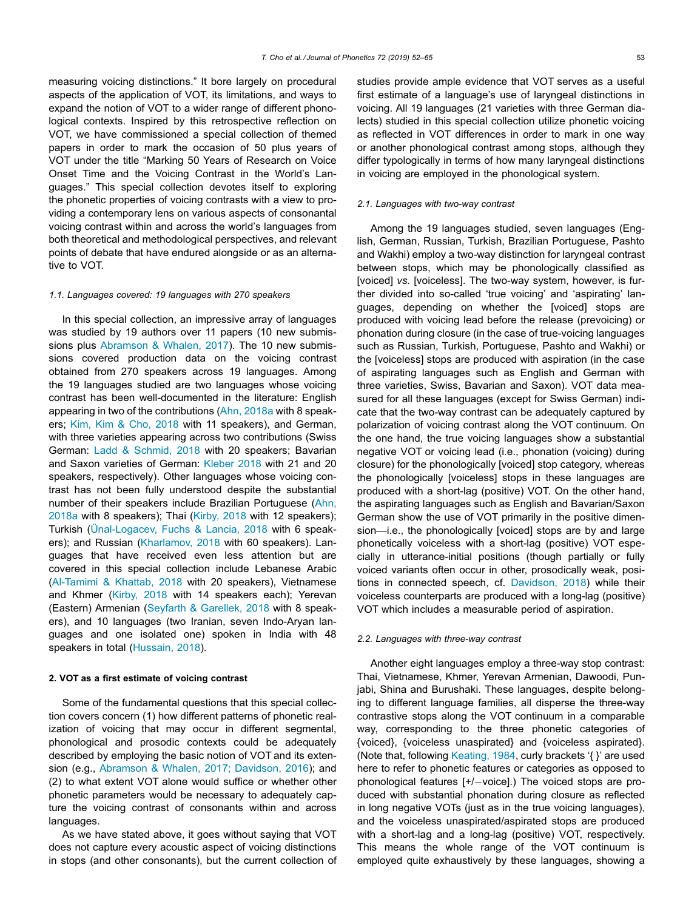measuring voicing distinctions." It bore largely on procedural aspects of the application of VOT, its limitations, and ways to expand the notion of VOT to a wider range of different phonological contexts. Inspired by this retrospective reflection on VOT, we have commissioned a special collection of themed papers in order to mark the occasion of 50 plus years of VOT under the title "Marking 50 Years of Research on Voice Onset Time and the Voicing Contrast in the World's Languages." This special collection devotes itself to exploring the phonetic properties of voicing contrasts with a view to providing a contemporary lens on various aspects of consonantal voicing contrast within and across the world's languages from both theoretical and methodological perspectives, and relevant points of debate that have endured alongside or as an alternative to VOT.

### 1.1. Languages covered: 19 languages with 270 speakers

In this special collection, an impressive array of languages was studied by 19 authors over 11 papers (10 new submissions plus Abramson & Whalen, 2017). The 10 new submissions covered production data on the voicing contrast obtained from 270 speakers across 19 languages. Among the 19 languages studied are two languages whose voicing contrast has been well-documented in the literature: English appearing in two of the contributions (Ahn, 2018a with 8 speakers; Kim, Kim & Cho, 2018 with 11 speakers), and German, with three varieties appearing across two contributions (Swiss German: Ladd & Schmid, 2018 with 20 speakers; Bavarian and Saxon varieties of German: Kleber 2018 with 21 and 20 speakers, respectively). Other languages whose voicing contrast has not been fully understood despite the substantial number of their speakers include Brazilian Portuguese (Ahn, 2018a with 8 speakers); Thai (Kirby, 2018 with 12 speakers); Turkish (Ünal-Logacev, Fuchs & Lancia, 2018 with 6 speakers); and Russian (Kharlamov, 2018 with 60 speakers). Languages that have received even less attention but are covered in this special collection include Lebanese Arabic (Al-Tamimi & Khattab, 2018 with 20 speakers), Vietnamese and Khmer (Kirby, 2018 with 14 speakers each); Yerevan (Eastern) Armenian (Seyfarth & Garellek, 2018 with 8 speakers), and 10 languages (two Iranian, seven Indo-Aryan languages and one isolated one) spoken in India with 48 speakers in total (Hussain, 2018).

## 2. VOT as a first estimate of voicing contrast

Some of the fundamental questions that this special collection covers concern (1) how different patterns of phonetic realization of voicing that may occur in different segmental, phonological and prosodic contexts could be adequately described by employing the basic notion of VOT and its extension (e.g., Abramson & Whalen, 2017; Davidson, 2016); and (2) to what extent VOT alone would suffice or whether other phonetic parameters would be necessary to adequately capture the voicing contrast of consonants within and across languages.

As we have stated above, it goes without saying that VOT does not capture every acoustic aspect of voicing distinctions in stops (and other consonants), but the current collection of studies provide ample evidence that VOT serves as a useful first estimate of a language's use of laryngeal distinctions in voicing. All 19 languages (21 varieties with three German dialects) studied in this special collection utilize phonetic voicing as reflected in VOT differences in order to mark in one way or another phonological contrast among stops, although they differ typologically in terms of how many laryngeal distinctions in voicing are employed in the phonological system.

### 2.1. Languages with two-way contrast

Among the 19 languages studied, seven languages (English, German, Russian, Turkish, Brazilian Portuguese, Pashto and Wakhi) employ a two-way distinction for laryngeal contrast between stops, which may be phonologically classified as [voiced] *vs.* [voiceless]. The two-way system, however, is further divided into so-called 'true voicing' and 'aspirating' languages, depending on whether the [voiced] stops are produced with voicing lead before the release (prevoicing) or phonation during closure (in the case of true-voicing languages such as Russian, Turkish, Portuguese, Pashto and Wakhi) or the [voiceless] stops are produced with aspiration (in the case of aspirating languages such as English and German with three varieties, Swiss, Bavarian and Saxon). VOT data measured for all these languages (except for Swiss German) indicate that the two-way contrast can be adequately captured by polarization of voicing contrast along the VOT continuum. On the one hand, the true voicing languages show a substantial negative VOT or voicing lead (i.e., phonation (voicing) during closure) for the phonologically [voiced] stop category, whereas the phonologically [voiceless] stops in these languages are produced with a short-lag (positive) VOT. On the other hand, the aspirating languages such as English and Bavarian/Saxon German show the use of VOT primarily in the positive dimension—i.e., the phonologically [voiced] stops are by and large phonetically voiceless with a short-lag (positive) VOT especially in utterance-initial positions (though partially or fully voiced variants often occur in other, prosodically weak, positions in connected speech, cf. Davidson, 2018) while their voiceless counterparts are produced with a long-lag (positive) VOT which includes a measurable period of aspiration.

### 2.2. Languages with three-way contrast

Another eight languages employ a three-way stop contrast: Thai, Vietnamese, Khmer, Yerevan Armenian, Dawoodi, Punjabi, Shina and Burushaki. These languages, despite belonging to different language families, all disperse the three-way contrastive stops along the VOT continuum in a comparable way, corresponding to the three phonetic categories of {voiced}, {voiceless unaspirated} and {voiceless aspirated}. (Note that, following Keating, 1984, curly brackets '{ }' are used here to refer to phonetic features or categories as opposed to phonological features [+/−voice].) The voiced stops are produced with substantial phonation during closure as reflected in long negative VOTs (just as in the true voicing languages), and the voiceless unaspirated/aspirated stops are produced with a short-lag and a long-lag (positive) VOT, respectively. This means the whole range of the VOT continuum is employed quite exhaustively by these languages, showing a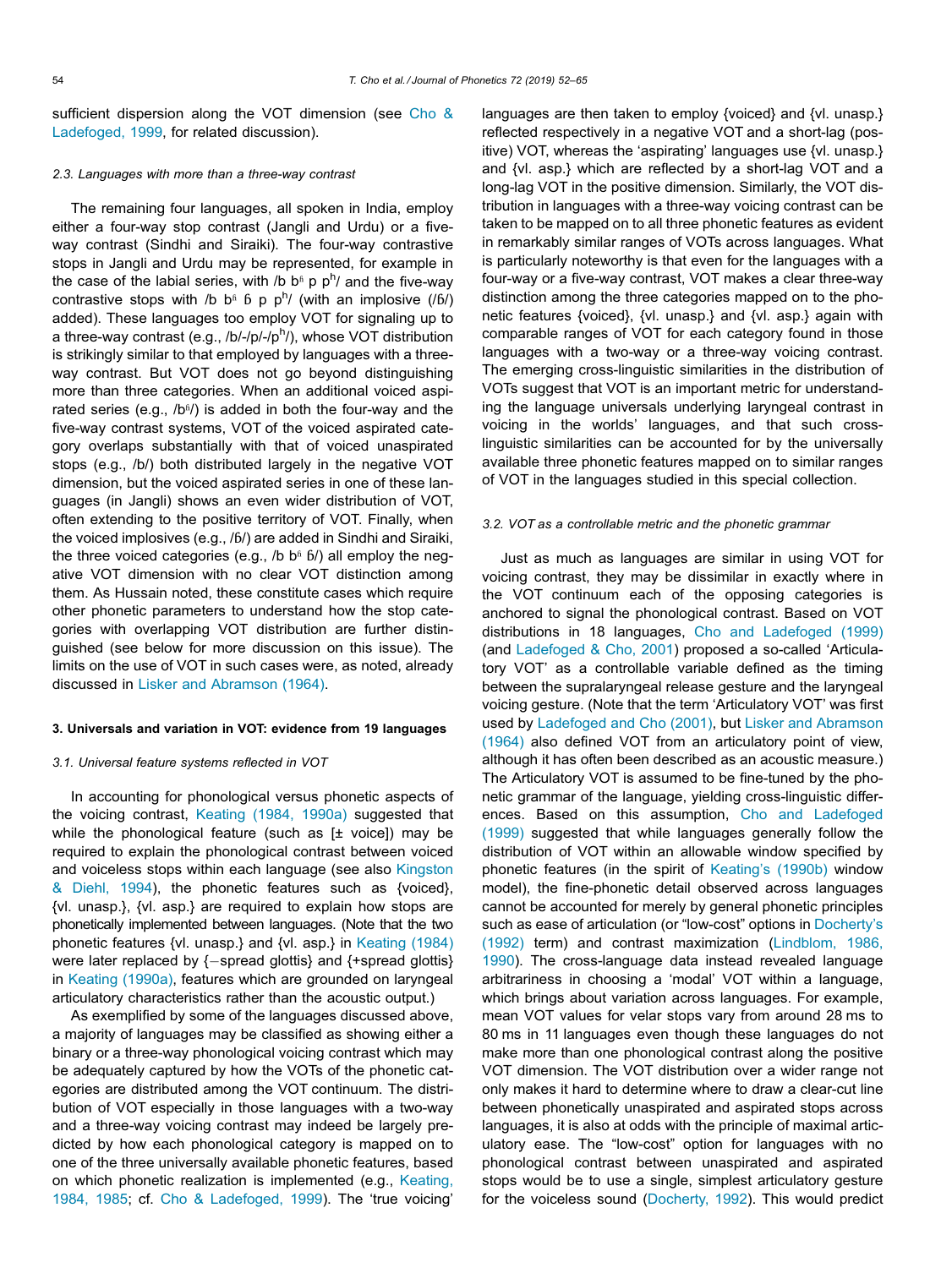sufficient dispersion along the VOT dimension (see Cho & Ladefoged, 1999, for related discussion).

### 2.3. Languages with more than a three-way contrast

The remaining four languages, all spoken in India, employ either a four-way stop contrast (Jangli and Urdu) or a five-way contrast (Sindhi and Siraiki). The four-way contrastive stops in Jangli and Urdu may be represented, for example in the case of the labial series, with /b bʱ p pʰ/ and the five-way contrastive stops with /b bʱ ɓ p pʰ/ (with an implosive (/ɓ/) added). These languages too employ VOT for signaling up to a three-way contrast (e.g., /b/-/p/-/pʰ/), whose VOT distribution is strikingly similar to that employed by languages with a three-way contrast. But VOT does not go beyond distinguishing more than three categories. When an additional voiced aspirated series (e.g., /bʱ/) is added in both the four-way and the five-way contrast systems, VOT of the voiced aspirated category overlaps substantially with that of voiced unaspirated stops (e.g., /b/) both distributed largely in the negative VOT dimension, but the voiced aspirated series in one of these languages (in Jangli) shows an even wider distribution of VOT, often extending to the positive territory of VOT. Finally, when the voiced implosives (e.g., /ɓ/) are added in Sindhi and Siraiki, the three voiced categories (e.g., /b bʱ ɓ/) all employ the negative VOT dimension with no clear VOT distinction among them. As Hussain noted, these constitute cases which require other phonetic parameters to understand how the stop categories with overlapping VOT distribution are further distinguished (see below for more discussion on this issue). The limits on the use of VOT in such cases were, as noted, already discussed in Lisker and Abramson (1964).

## 3. Universals and variation in VOT: evidence from 19 languages

### 3.1. Universal feature systems reflected in VOT

In accounting for phonological versus phonetic aspects of the voicing contrast, Keating (1984, 1990a) suggested that while the phonological feature (such as [± voice]) may be required to explain the phonological contrast between voiced and voiceless stops within each language (see also Kingston & Diehl, 1994), the phonetic features such as {voiced}, {vl. unasp.}, {vl. asp.} are required to explain how stops are phonetically implemented between languages. (Note that the two phonetic features {vl. unasp.} and {vl. asp.} in Keating (1984) were later replaced by {−spread glottis} and {+spread glottis} in Keating (1990a), features which are grounded on laryngeal articulatory characteristics rather than the acoustic output.)

As exemplified by some of the languages discussed above, a majority of languages may be classified as showing either a binary or a three-way phonological voicing contrast which may be adequately captured by how the VOTs of the phonetic categories are distributed among the VOT continuum. The distribution of VOT especially in those languages with a two-way and a three-way voicing contrast may indeed be largely predicted by how each phonological category is mapped on to one of the three universally available phonetic features, based on which phonetic realization is implemented (e.g., Keating, 1984, 1985; cf. Cho & Ladefoged, 1999). The 'true voicing' languages are then taken to employ {voiced} and {vl. unasp.} reflected respectively in a negative VOT and a short-lag (positive) VOT, whereas the 'aspirating' languages use {vl. unasp.} and {vl. asp.} which are reflected by a short-lag VOT and a long-lag VOT in the positive dimension. Similarly, the VOT distribution in languages with a three-way voicing contrast can be taken to be mapped on to all three phonetic features as evident in remarkably similar ranges of VOTs across languages. What is particularly noteworthy is that even for the languages with a four-way or a five-way contrast, VOT makes a clear three-way distinction among the three categories mapped on to the phonetic features {voiced}, {vl. unasp.} and {vl. asp.} again with comparable ranges of VOT for each category found in those languages with a two-way or a three-way voicing contrast. The emerging cross-linguistic similarities in the distribution of VOTs suggest that VOT is an important metric for understanding the language universals underlying laryngeal contrast in voicing in the worlds' languages, and that such cross-linguistic similarities can be accounted for by the universally available three phonetic features mapped on to similar ranges of VOT in the languages studied in this special collection.

### 3.2. VOT as a controllable metric and the phonetic grammar

Just as much as languages are similar in using VOT for voicing contrast, they may be dissimilar in exactly where in the VOT continuum each of the opposing categories is anchored to signal the phonological contrast. Based on VOT distributions in 18 languages, Cho and Ladefoged (1999) (and Ladefoged & Cho, 2001) proposed a so-called 'Articulatory VOT' as a controllable variable defined as the timing between the supralaryngeal release gesture and the laryngeal voicing gesture. (Note that the term 'Articulatory VOT' was first used by Ladefoged and Cho (2001), but Lisker and Abramson (1964) also defined VOT from an articulatory point of view, although it has often been described as an acoustic measure.) The Articulatory VOT is assumed to be fine-tuned by the phonetic grammar of the language, yielding cross-linguistic differences. Based on this assumption, Cho and Ladefoged (1999) suggested that while languages generally follow the distribution of VOT within an allowable window specified by phonetic features (in the spirit of Keating's (1990b) window model), the fine-phonetic detail observed across languages cannot be accounted for merely by general phonetic principles such as ease of articulation (or "low-cost" options in Docherty's (1992) term) and contrast maximization (Lindblom, 1986, 1990). The cross-language data instead revealed language arbitrariness in choosing a 'modal' VOT within a language, which brings about variation across languages. For example, mean VOT values for velar stops vary from around 28 ms to 80 ms in 11 languages even though these languages do not make more than one phonological contrast along the positive VOT dimension. The VOT distribution over a wider range not only makes it hard to determine where to draw a clear-cut line between phonetically unaspirated and aspirated stops across languages, it is also at odds with the principle of maximal articulatory ease. The "low-cost" option for languages with no phonological contrast between unaspirated and aspirated stops would be to use a single, simplest articulatory gesture for the voiceless sound (Docherty, 1992). This would predict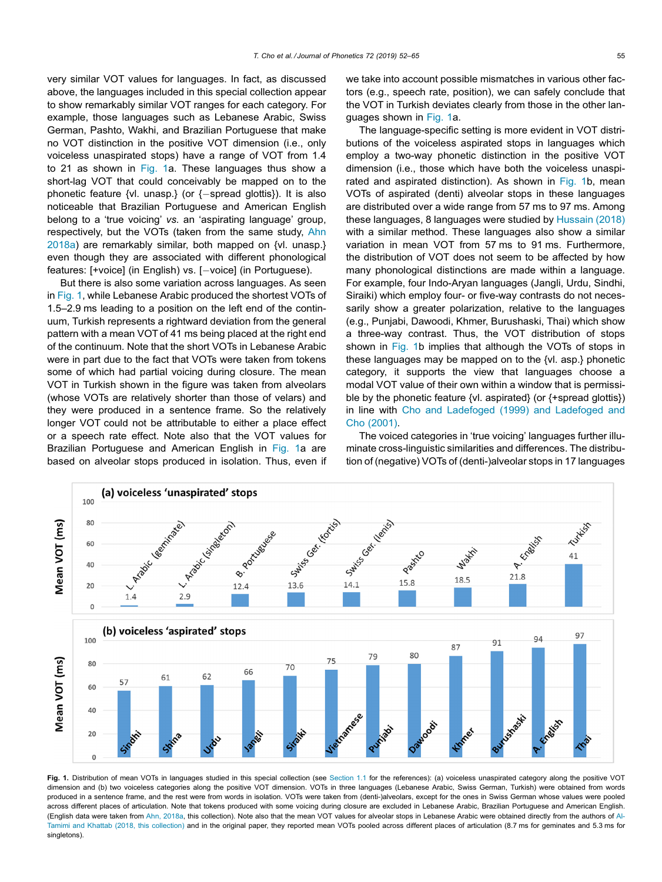very similar VOT values for languages. In fact, as discussed above, the languages included in this special collection appear to show remarkably similar VOT ranges for each category. For example, those languages such as Lebanese Arabic, Swiss German, Pashto, Wakhi, and Brazilian Portuguese that make no VOT distinction in the positive VOT dimension (i.e., only voiceless unaspirated stops) have a range of VOT from 1.4 to 21 as shown in Fig. 1a. These languages thus show a short-lag VOT that could conceivably be mapped on to the phonetic feature {vl. unasp.} (or {−spread glottis}). It is also noticeable that Brazilian Portuguese and American English belong to a 'true voicing' *vs.* an 'aspirating language' group, respectively, but the VOTs (taken from the same study, Ahn 2018a) are remarkably similar, both mapped on {vl. unasp.} even though they are associated with different phonological features: [+voice] (in English) vs. [−voice] (in Portuguese).

But there is also some variation across languages. As seen in Fig. 1, while Lebanese Arabic produced the shortest VOTs of 1.5–2.9 ms leading to a position on the left end of the continuum, Turkish represents a rightward deviation from the general pattern with a mean VOT of 41 ms being placed at the right end of the continuum. Note that the short VOTs in Lebanese Arabic were in part due to the fact that VOTs were taken from tokens some of which had partial voicing during closure. The mean VOT in Turkish shown in the figure was taken from alveolars (whose VOTs are relatively shorter than those of velars) and they were produced in a sentence frame. So the relatively longer VOT could not be attributable to either a place effect or a speech rate effect. Note also that the VOT values for Brazilian Portuguese and American English in Fig. 1a are based on alveolar stops produced in isolation. Thus, even if we take into account possible mismatches in various other factors (e.g., speech rate, position), we can safely conclude that the VOT in Turkish deviates clearly from those in the other languages shown in Fig. 1a.

The language-specific setting is more evident in VOT distributions of the voiceless aspirated stops in languages which employ a two-way phonetic distinction in the positive VOT dimension (i.e., those which have both the voiceless unaspirated and aspirated distinction). As shown in Fig. 1b, mean VOTs of aspirated (denti) alveolar stops in these languages are distributed over a wide range from 57 ms to 97 ms. Among these languages, 8 languages were studied by Hussain (2018) with a similar method. These languages also show a similar variation in mean VOT from 57 ms to 91 ms. Furthermore, the distribution of VOT does not seem to be affected by how many phonological distinctions are made within a language. For example, four Indo-Aryan languages (Jangli, Urdu, Sindhi, Siraiki) which employ four- or five-way contrasts do not necessarily show a greater polarization, relative to the languages (e.g., Punjabi, Dawoodi, Khmer, Burushaski, Thai) which show a three-way contrast. Thus, the VOT distribution of stops shown in Fig. 1b implies that although the VOTs of stops in these languages may be mapped on to the {vl. asp.} phonetic category, it supports the view that languages choose a modal VOT value of their own within a window that is permissible by the phonetic feature {vl. aspirated} (or {+spread glottis}) in line with Cho and Ladefoged (1999) and Ladefoged and Cho (2001).

The voiced categories in 'true voicing' languages further illuminate cross-linguistic similarities and differences. The distribution of (negative) VOTs of (denti-)alveolar stops in 17 languages

**(a) voiceless 'unaspirated' stops** (Mean VOT (ms))

| Language | Mean VOT (ms) |
|---|---|
| L. Arabic (geminate) | 1.4 |
| L. Arabic (singleton) | 2.9 |
| B. Portuguese | 12.4 |
| Swiss Ger. (fortis) | 13.6 |
| Swiss Ger. (lenis) | 14.1 |
| Pashto | 15.8 |
| Wakhi | 18.5 |
| A. English | 21.8 |
| Turkish | 41 |

**(b) voiceless 'aspirated' stops** (Mean VOT (ms))

| Language | Mean VOT (ms) |
|---|---|
| Sindhi | 57 |
| Shina | 61 |
| Urdu | 62 |
| Jangli | 66 |
| Siraiki | 70 |
| Vietnamese | 75 |
| Punjabi | 79 |
| Dawoodi | 80 |
| Khmer | 87 |
| Burushaski | 91 |
| A. English | 94 |
| Thai | 97 |

**Fig. 1.** Distribution of mean VOTs in languages studied in this special collection (see Section 1.1 for the references): (a) voiceless unaspirated category along the positive VOT dimension and (b) two voiceless categories along the positive VOT dimension. VOTs in three languages (Lebanese Arabic, Swiss German, Turkish) were obtained from words produced in a sentence frame, and the rest were from words in isolation. VOTs were taken from (denti-)alveolars, except for the ones in Swiss German whose values were pooled across different places of articulation. Note that tokens produced with some voicing during closure are excluded in Lebanese Arabic, Brazilian Portuguese and American English. (English data were taken from Ahn, 2018a, this collection). Note also that the mean VOT values for alveolar stops in Lebanese Arabic were obtained directly from the authors of Al-Tamimi and Khattab (2018, this collection) and in the original paper, they reported mean VOTs pooled across different places of articulation (8.7 ms for geminates and 5.3 ms for singletons).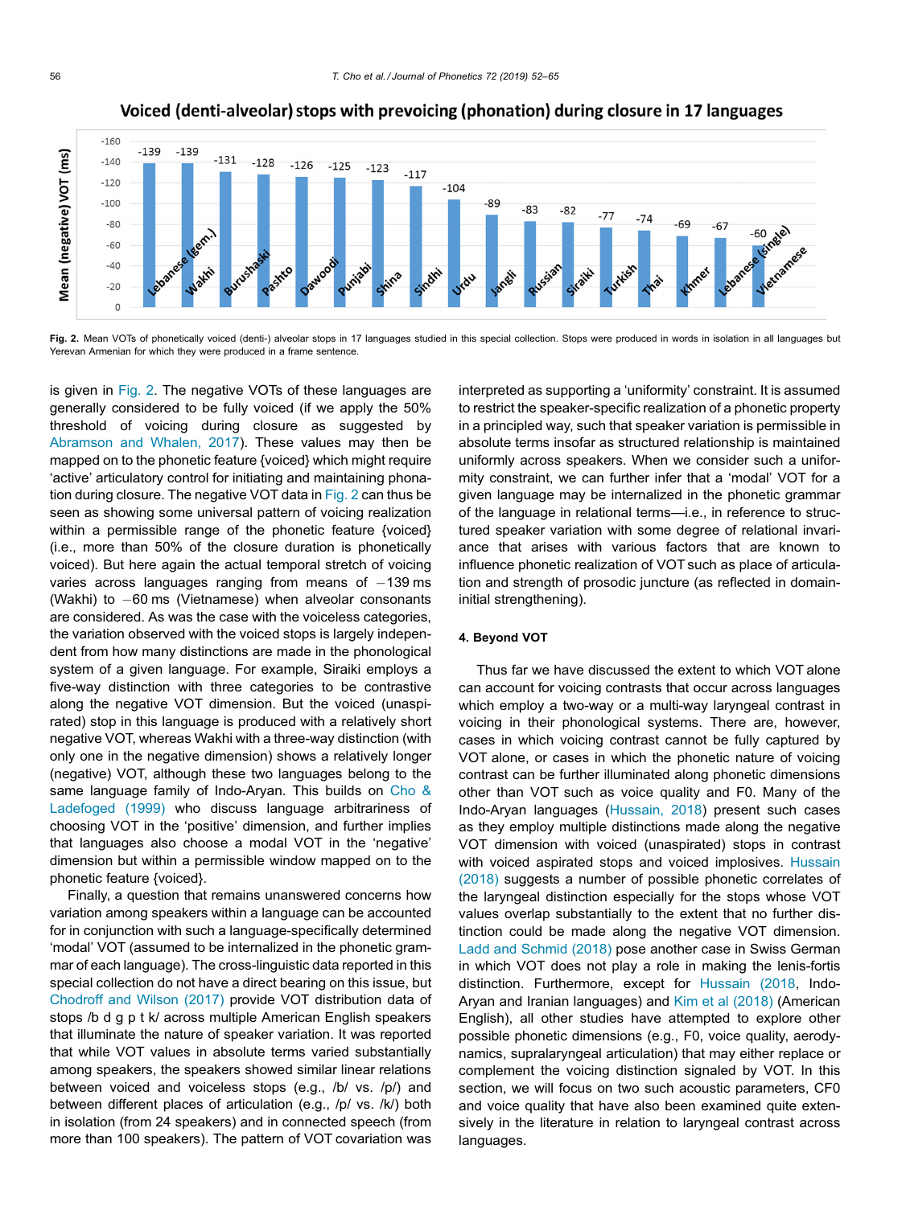**Voiced (denti-alveolar) stops with prevoicing (phonation) during closure in 17 languages**

**Fig. 2.** Mean VOTs of phonetically voiced (denti-) alveolar stops in 17 languages studied in this special collection. Stops were produced in words in isolation in all languages but Yerevan Armenian for which they were produced in a frame sentence.

is given in Fig. 2. The negative VOTs of these languages are generally considered to be fully voiced (if we apply the 50% threshold of voicing during closure as suggested by Abramson and Whalen, 2017). These values may then be mapped on to the phonetic feature {voiced} which might require 'active' articulatory control for initiating and maintaining phonation during closure. The negative VOT data in Fig. 2 can thus be seen as showing some universal pattern of voicing realization within a permissible range of the phonetic feature {voiced} (i.e., more than 50% of the closure duration is phonetically voiced). But here again the actual temporal stretch of voicing varies across languages ranging from means of −139 ms (Wakhi) to −60 ms (Vietnamese) when alveolar consonants are considered. As was the case with the voiceless categories, the variation observed with the voiced stops is largely independent from how many distinctions are made in the phonological system of a given language. For example, Siraiki employs a five-way distinction with three categories to be contrastive along the negative VOT dimension. But the voiced (unaspirated) stop in this language is produced with a relatively short negative VOT, whereas Wakhi with a three-way distinction (with only one in the negative dimension) shows a relatively longer (negative) VOT, although these two languages belong to the same language family of Indo-Aryan. This builds on Cho & Ladefoged (1999) who discuss language arbitrariness of choosing VOT in the 'positive' dimension, and further implies that languages also choose a modal VOT in the 'negative' dimension but within a permissible window mapped on to the phonetic feature {voiced}.

Finally, a question that remains unanswered concerns how variation among speakers within a language can be accounted for in conjunction with such a language-specifically determined 'modal' VOT (assumed to be internalized in the phonetic grammar of each language). The cross-linguistic data reported in this special collection do not have a direct bearing on this issue, but Chodroff and Wilson (2017) provide VOT distribution data of stops /b d g p t k/ across multiple American English speakers that illuminate the nature of speaker variation. It was reported that while VOT values in absolute terms varied substantially among speakers, the speakers showed similar linear relations between voiced and voiceless stops (e.g., /b/ vs. /p/) and between different places of articulation (e.g., /p/ vs. /k/) both in isolation (from 24 speakers) and in connected speech (from more than 100 speakers). The pattern of VOT covariation was interpreted as supporting a 'uniformity' constraint. It is assumed to restrict the speaker-specific realization of a phonetic property in a principled way, such that speaker variation is permissible in absolute terms insofar as structured relationship is maintained uniformly across speakers. When we consider such a uniformity constraint, we can further infer that a 'modal' VOT for a given language may be internalized in the phonetic grammar of the language in relational terms—i.e., in reference to structured speaker variation with some degree of relational invariance that arises with various factors that are known to influence phonetic realization of VOT such as place of articulation and strength of prosodic juncture (as reflected in domain-initial strengthening).

## 4. Beyond VOT

Thus far we have discussed the extent to which VOT alone can account for voicing contrasts that occur across languages which employ a two-way or a multi-way laryngeal contrast in voicing in their phonological systems. There are, however, cases in which voicing contrast cannot be fully captured by VOT alone, or cases in which the phonetic nature of voicing contrast can be further illuminated along phonetic dimensions other than VOT such as voice quality and F0. Many of the Indo-Aryan languages (Hussain, 2018) present such cases as they employ multiple distinctions made along the negative VOT dimension with voiced (unaspirated) stops in contrast with voiced aspirated stops and voiced implosives. Hussain (2018) suggests a number of possible phonetic correlates of the laryngeal distinction especially for the stops whose VOT values overlap substantially to the extent that no further distinction could be made along the negative VOT dimension. Ladd and Schmid (2018) pose another case in Swiss German in which VOT does not play a role in making the lenis-fortis distinction. Furthermore, except for Hussain (2018, Indo-Aryan and Iranian languages) and Kim et al (2018) (American English), all other studies have attempted to explore other possible phonetic dimensions (e.g., F0, voice quality, aerodynamics, supralaryngeal articulation) that may either replace or complement the voicing distinction signaled by VOT. In this section, we will focus on two such acoustic parameters, CF0 and voice quality that have also been examined quite extensively in the literature in relation to laryngeal contrast across languages.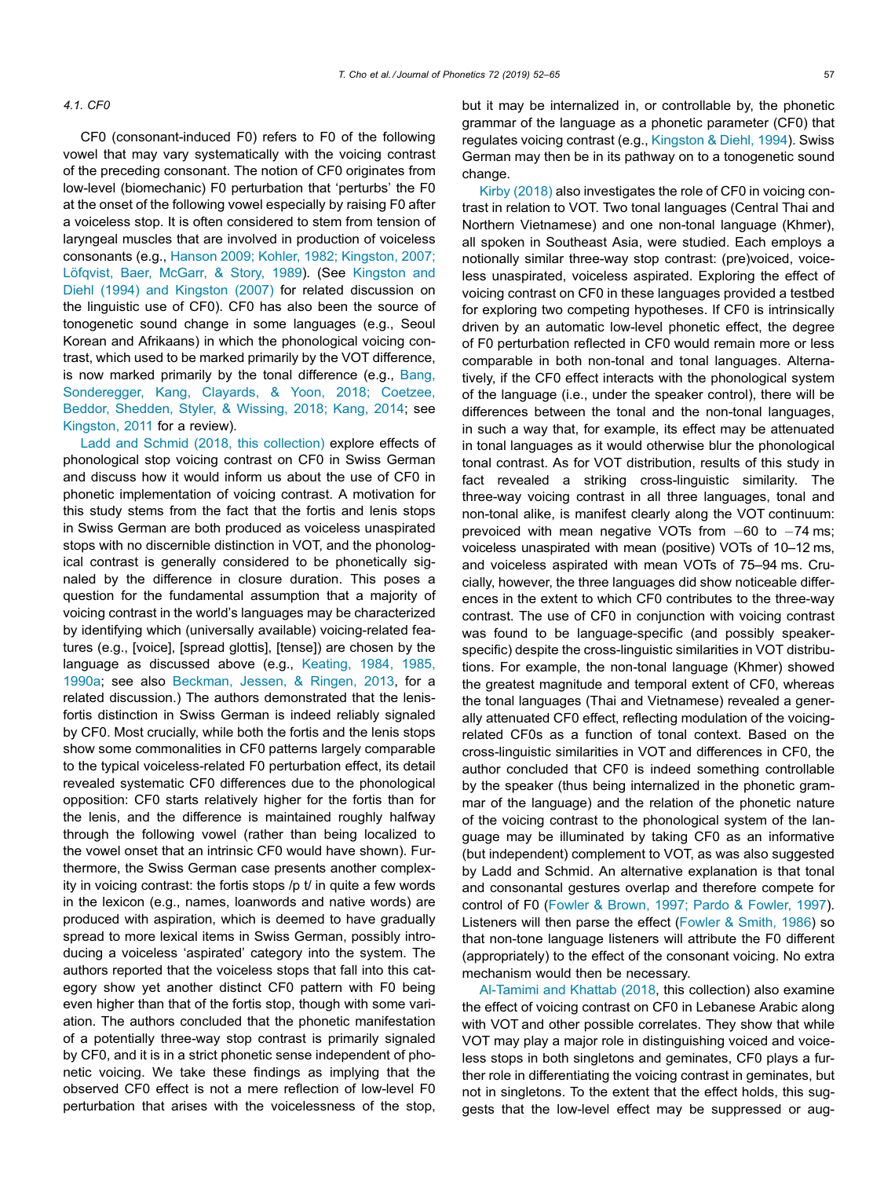### 4.1. CF0

CF0 (consonant-induced F0) refers to F0 of the following vowel that may vary systematically with the voicing contrast of the preceding consonant. The notion of CF0 originates from low-level (biomechanic) F0 perturbation that 'perturbs' the F0 at the onset of the following vowel especially by raising F0 after a voiceless stop. It is often considered to stem from tension of laryngeal muscles that are involved in production of voiceless consonants (e.g., Hanson 2009; Kohler, 1982; Kingston, 2007; Löfqvist, Baer, McGarr, & Story, 1989). (See Kingston and Diehl (1994) and Kingston (2007) for related discussion on the linguistic use of CF0). CF0 has also been the source of tonogenetic sound change in some languages (e.g., Seoul Korean and Afrikaans) in which the phonological voicing contrast, which used to be marked primarily by the VOT difference, is now marked primarily by the tonal difference (e.g., Bang, Sonderegger, Kang, Clayards, & Yoon, 2018; Coetzee, Beddor, Shedden, Styler, & Wissing, 2018; Kang, 2014; see Kingston, 2011 for a review).

Ladd and Schmid (2018, this collection) explore effects of phonological stop voicing contrast on CF0 in Swiss German and discuss how it would inform us about the use of CF0 in phonetic implementation of voicing contrast. A motivation for this study stems from the fact that the fortis and lenis stops in Swiss German are both produced as voiceless unaspirated stops with no discernible distinction in VOT, and the phonological contrast is generally considered to be phonetically signaled by the difference in closure duration. This poses a question for the fundamental assumption that a majority of voicing contrast in the world's languages may be characterized by identifying which (universally available) voicing-related features (e.g., [voice], [spread glottis], [tense]) are chosen by the language as discussed above (e.g., Keating, 1984, 1985, 1990a; see also Beckman, Jessen, & Ringen, 2013, for a related discussion.) The authors demonstrated that the lenis-fortis distinction in Swiss German is indeed reliably signaled by CF0. Most crucially, while both the fortis and the lenis stops show some commonalities in CF0 patterns largely comparable to the typical voiceless-related F0 perturbation effect, its detail revealed systematic CF0 differences due to the phonological opposition: CF0 starts relatively higher for the fortis than for the lenis, and the difference is maintained roughly halfway through the following vowel (rather than being localized to the vowel onset that an intrinsic CF0 would have shown). Furthermore, the Swiss German case presents another complexity in voicing contrast: the fortis stops /p t/ in quite a few words in the lexicon (e.g., names, loanwords and native words) are produced with aspiration, which is deemed to have gradually spread to more lexical items in Swiss German, possibly introducing a voiceless 'aspirated' category into the system. The authors reported that the voiceless stops that fall into this category show yet another distinct CF0 pattern with F0 being even higher than that of the fortis stop, though with some variation. The authors concluded that the phonetic manifestation of a potentially three-way stop contrast is primarily signaled by CF0, and it is in a strict phonetic sense independent of phonetic voicing. We take these findings as implying that the observed CF0 effect is not a mere reflection of low-level F0 perturbation that arises with the voicelessness of the stop, but it may be internalized in, or controllable by, the phonetic grammar of the language as a phonetic parameter (CF0) that regulates voicing contrast (e.g., Kingston & Diehl, 1994). Swiss German may then be in its pathway on to a tonogenetic sound change.

Kirby (2018) also investigates the role of CF0 in voicing contrast in relation to VOT. Two tonal languages (Central Thai and Northern Vietnamese) and one non-tonal language (Khmer), all spoken in Southeast Asia, were studied. Each employs a notionally similar three-way stop contrast: (pre)voiced, voiceless unaspirated, voiceless aspirated. Exploring the effect of voicing contrast on CF0 in these languages provided a testbed for exploring two competing hypotheses. If CF0 is intrinsically driven by an automatic low-level phonetic effect, the degree of F0 perturbation reflected in CF0 would remain more or less comparable in both non-tonal and tonal languages. Alternatively, if the CF0 effect interacts with the phonological system of the language (i.e., under the speaker control), there will be differences between the tonal and the non-tonal languages, in such a way that, for example, its effect may be attenuated in tonal languages as it would otherwise blur the phonological tonal contrast. As for VOT distribution, results of this study in fact revealed a striking cross-linguistic similarity. The three-way voicing contrast in all three languages, tonal and non-tonal alike, is manifest clearly along the VOT continuum: prevoiced with mean negative VOTs from −60 to −74 ms; voiceless unaspirated with mean (positive) VOTs of 10–12 ms, and voiceless aspirated with mean VOTs of 75–94 ms. Crucially, however, the three languages did show noticeable differences in the extent to which CF0 contributes to the three-way contrast. The use of CF0 in conjunction with voicing contrast was found to be language-specific (and possibly speaker-specific) despite the cross-linguistic similarities in VOT distributions. For example, the non-tonal language (Khmer) showed the greatest magnitude and temporal extent of CF0, whereas the tonal languages (Thai and Vietnamese) revealed a generally attenuated CF0 effect, reflecting modulation of the voicing-related CF0s as a function of tonal context. Based on the cross-linguistic similarities in VOT and differences in CF0, the author concluded that CF0 is indeed something controllable by the speaker (thus being internalized in the phonetic grammar of the language) and the relation of the phonetic nature of the voicing contrast to the phonological system of the language may be illuminated by taking CF0 as an informative (but independent) complement to VOT, as was also suggested by Ladd and Schmid. An alternative explanation is that tonal and consonantal gestures overlap and therefore compete for control of F0 (Fowler & Brown, 1997; Pardo & Fowler, 1997). Listeners will then parse the effect (Fowler & Smith, 1986) so that non-tone language listeners will attribute the F0 different (appropriately) to the effect of the consonant voicing. No extra mechanism would then be necessary.

Al-Tamimi and Khattab (2018, this collection) also examine the effect of voicing contrast on CF0 in Lebanese Arabic along with VOT and other possible correlates. They show that while VOT may play a major role in distinguishing voiced and voiceless stops in both singletons and geminates, CF0 plays a further role in differentiating the voicing contrast in geminates, but not in singletons. To the extent that the effect holds, this suggests that the low-level effect may be suppressed or aug-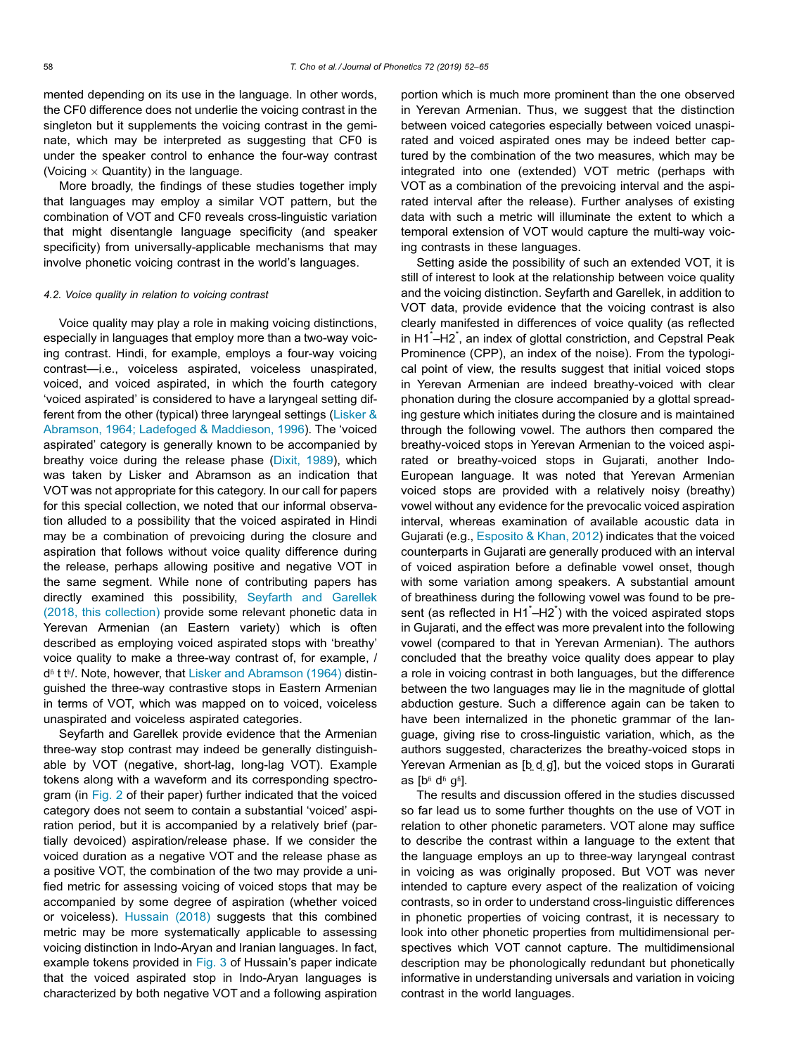mented depending on its use in the language. In other words, the CF0 difference does not underlie the voicing contrast in the singleton but it supplements the voicing contrast in the geminate, which may be interpreted as suggesting that CF0 is under the speaker control to enhance the four-way contrast (Voicing × Quantity) in the language.

More broadly, the findings of these studies together imply that languages may employ a similar VOT pattern, but the combination of VOT and CF0 reveals cross-linguistic variation that might disentangle language specificity (and speaker specificity) from universally-applicable mechanisms that may involve phonetic voicing contrast in the world's languages.

#### *4.2. Voice quality in relation to voicing contrast*

Voice quality may play a role in making voicing distinctions, especially in languages that employ more than a two-way voicing contrast. Hindi, for example, employs a four-way voicing contrast—i.e., voiceless aspirated, voiceless unaspirated, voiced, and voiced aspirated, in which the fourth category 'voiced aspirated' is considered to have a laryngeal setting different from the other (typical) three laryngeal settings (Lisker & Abramson, 1964; Ladefoged & Maddieson, 1996). The 'voiced aspirated' category is generally known to be accompanied by breathy voice during the release phase (Dixit, 1989), which was taken by Lisker and Abramson as an indication that VOT was not appropriate for this category. In our call for papers for this special collection, we noted that our informal observation alluded to a possibility that the voiced aspirated in Hindi may be a combination of prevoicing during the closure and aspiration that follows without voice quality difference during the release, perhaps allowing positive and negative VOT in the same segment. While none of contributing papers has directly examined this possibility, Seyfarth and Garellek (2018, this collection) provide some relevant phonetic data in Yerevan Armenian (an Eastern variety) which is often described as employing voiced aspirated stops with 'breathy' voice quality to make a three-way contrast of, for example, /dʱ t tʰ/. Note, however, that Lisker and Abramson (1964) distinguished the three-way contrastive stops in Eastern Armenian in terms of VOT, which was mapped on to voiced, voiceless unaspirated and voiceless aspirated categories.

Seyfarth and Garellek provide evidence that the Armenian three-way stop contrast may indeed be generally distinguishable by VOT (negative, short-lag, long-lag VOT). Example tokens along with a waveform and its corresponding spectrogram (in Fig. 2 of their paper) further indicated that the voiced category does not seem to contain a substantial 'voiced' aspiration period, but it is accompanied by a relatively brief (partially devoiced) aspiration/release phase. If we consider the voiced duration as a negative VOT and the release phase as a positive VOT, the combination of the two may provide a unified metric for assessing voicing of voiced stops that may be accompanied by some degree of aspiration (whether voiced or voiceless). Hussain (2018) suggests that this combined metric may be more systematically applicable to assessing voicing distinction in Indo-Aryan and Iranian languages. In fact, example tokens provided in Fig. 3 of Hussain's paper indicate that the voiced aspirated stop in Indo-Aryan languages is characterized by both negative VOT and a following aspiration portion which is much more prominent than the one observed in Yerevan Armenian. Thus, we suggest that the distinction between voiced categories especially between voiced unaspirated and voiced aspirated ones may be indeed better captured by the combination of the two measures, which may be integrated into one (extended) VOT metric (perhaps with VOT as a combination of the prevoicing interval and the aspirated interval after the release). Further analyses of existing data with such a metric will illuminate the extent to which a temporal extension of VOT would capture the multi-way voicing contrasts in these languages.

Setting aside the possibility of such an extended VOT, it is still of interest to look at the relationship between voice quality and the voicing distinction. Seyfarth and Garellek, in addition to VOT data, provide evidence that the voicing contrast is also clearly manifested in differences of voice quality (as reflected in H1*–H2*, an index of glottal constriction, and Cepstral Peak Prominence (CPP), an index of the noise). From the typological point of view, the results suggest that initial voiced stops in Yerevan Armenian are indeed breathy-voiced with clear phonation during the closure accompanied by a glottal spreading gesture which initiates during the closure and is maintained through the following vowel. The authors then compared the breathy-voiced stops in Yerevan Armenian to the voiced aspirated or breathy-voiced stops in Gujarati, another Indo-European language. It was noted that Yerevan Armenian voiced stops are provided with a relatively noisy (breathy) vowel without any evidence for the prevocalic voiced aspiration interval, whereas examination of available acoustic data in Gujarati (e.g., Esposito & Khan, 2012) indicates that the voiced counterparts in Gujarati are generally produced with an interval of voiced aspiration before a definable vowel onset, though with some variation among speakers. A substantial amount of breathiness during the following vowel was found to be present (as reflected in H1*–H2*) with the voiced aspirated stops in Gujarati, and the effect was more prevalent into the following vowel (compared to that in Yerevan Armenian). The authors concluded that the breathy voice quality does appear to play a role in voicing contrast in both languages, but the difference between the two languages may lie in the magnitude of glottal abduction gesture. Such a difference again can be taken to have been internalized in the phonetic grammar of the language, giving rise to cross-linguistic variation, which, as the authors suggested, characterizes the breathy-voiced stops in Yerevan Armenian as [b̤ d̤ g̤], but the voiced stops in Gurarati as [bʱ dʱ gʱ].

The results and discussion offered in the studies discussed so far lead us to some further thoughts on the use of VOT in relation to other phonetic parameters. VOT alone may suffice to describe the contrast within a language to the extent that the language employs an up to three-way laryngeal contrast in voicing as was originally proposed. But VOT was never intended to capture every aspect of the realization of voicing contrasts, so in order to understand cross-linguistic differences in phonetic properties of voicing contrast, it is necessary to look into other phonetic properties from multidimensional perspectives which VOT cannot capture. The multidimensional description may be phonologically redundant but phonetically informative in understanding universals and variation in voicing contrast in the world languages.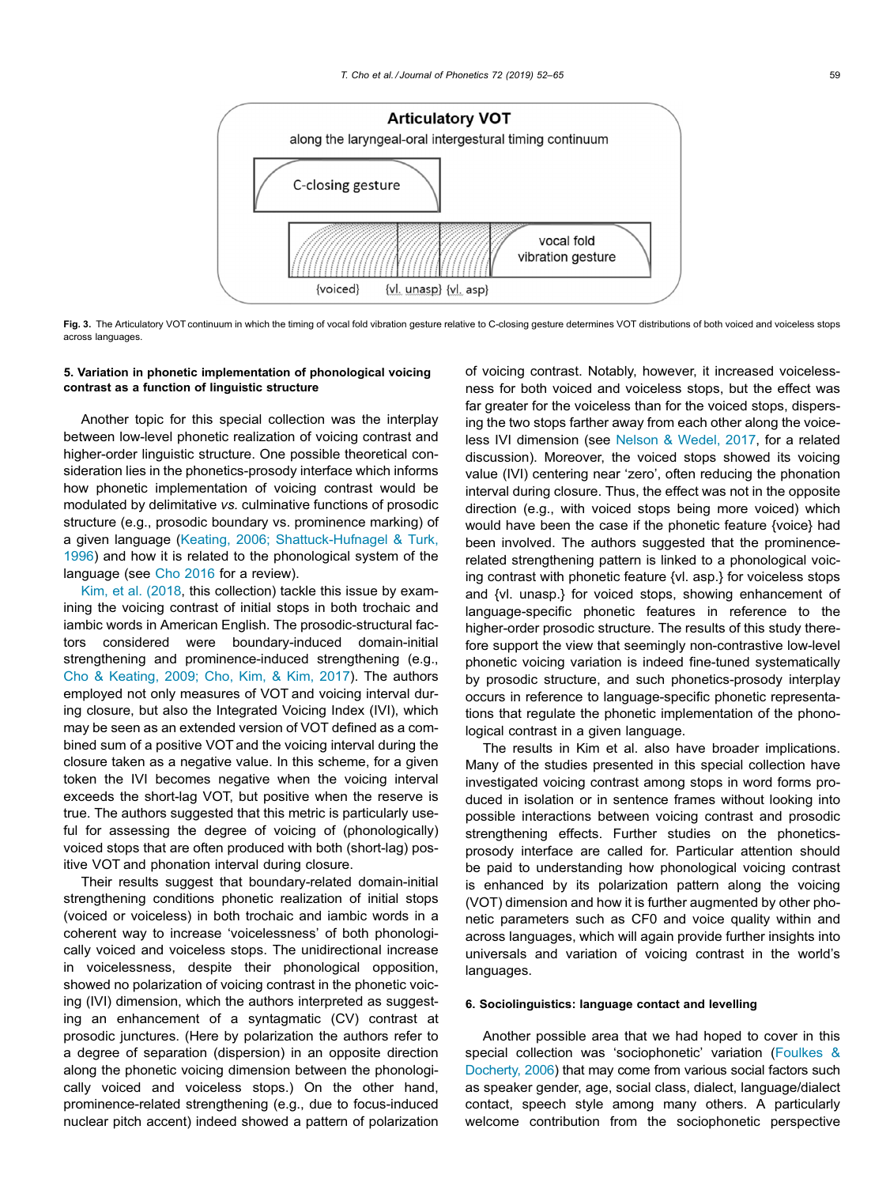Articulatory VOT

along the laryngeal-oral intergestural timing continuum

C-closing gesture

vocal fold vibration gesture

{voiced}

{vl. unasp} {vl. asp}

**Fig. 3.** The Articulatory VOT continuum in which the timing of vocal fold vibration gesture relative to C-closing gesture determines VOT distributions of both voiced and voiceless stops across languages.

## 5. Variation in phonetic implementation of phonological voicing contrast as a function of linguistic structure

Another topic for this special collection was the interplay between low-level phonetic realization of voicing contrast and higher-order linguistic structure. One possible theoretical consideration lies in the phonetics-prosody interface which informs how phonetic implementation of voicing contrast would be modulated by delimitative *vs.* culminative functions of prosodic structure (e.g., prosodic boundary vs. prominence marking) of a given language (Keating, 2006; Shattuck-Hufnagel & Turk, 1996) and how it is related to the phonological system of the language (see Cho 2016 for a review).

Kim, et al. (2018, this collection) tackle this issue by examining the voicing contrast of initial stops in both trochaic and iambic words in American English. The prosodic-structural factors considered were boundary-induced domain-initial strengthening and prominence-induced strengthening (e.g., Cho & Keating, 2009; Cho, Kim, & Kim, 2017). The authors employed not only measures of VOT and voicing interval during closure, but also the Integrated Voicing Index (IVI), which may be seen as an extended version of VOT defined as a combined sum of a positive VOT and the voicing interval during the closure taken as a negative value. In this scheme, for a given token the IVI becomes negative when the voicing interval exceeds the short-lag VOT, but positive when the reserve is true. The authors suggested that this metric is particularly useful for assessing the degree of voicing of (phonologically) voiced stops that are often produced with both (short-lag) positive VOT and phonation interval during closure.

Their results suggest that boundary-related domain-initial strengthening conditions phonetic realization of initial stops (voiced or voiceless) in both trochaic and iambic words in a coherent way to increase 'voicelessness' of both phonologically voiced and voiceless stops. The unidirectional increase in voicelessness, despite their phonological opposition, showed no polarization of voicing contrast in the phonetic voicing (IVI) dimension, which the authors interpreted as suggesting an enhancement of a syntagmatic (CV) contrast at prosodic junctures. (Here by polarization the authors refer to a degree of separation (dispersion) in an opposite direction along the phonetic voicing dimension between the phonologically voiced and voiceless stops.) On the other hand, prominence-related strengthening (e.g., due to focus-induced nuclear pitch accent) indeed showed a pattern of polarization of voicing contrast. Notably, however, it increased voicelessness for both voiced and voiceless stops, but the effect was far greater for the voiceless than for the voiced stops, dispersing the two stops farther away from each other along the voiceless IVI dimension (see Nelson & Wedel, 2017, for a related discussion). Moreover, the voiced stops showed its voicing value (IVI) centering near 'zero', often reducing the phonation interval during closure. Thus, the effect was not in the opposite direction (e.g., with voiced stops being more voiced) which would have been the case if the phonetic feature {voice} had been involved. The authors suggested that the prominence-related strengthening pattern is linked to a phonological voicing contrast with phonetic feature {vl. asp.} for voiceless stops and {vl. unasp.} for voiced stops, showing enhancement of language-specific phonetic features in reference to the higher-order prosodic structure. The results of this study therefore support the view that seemingly non-contrastive low-level phonetic voicing variation is indeed fine-tuned systematically by prosodic structure, and such phonetics-prosody interplay occurs in reference to language-specific phonetic representations that regulate the phonetic implementation of the phonological contrast in a given language.

The results in Kim et al. also have broader implications. Many of the studies presented in this special collection have investigated voicing contrast among stops in word forms produced in isolation or in sentence frames without looking into possible interactions between voicing contrast and prosodic strengthening effects. Further studies on the phonetics-prosody interface are called for. Particular attention should be paid to understanding how phonological voicing contrast is enhanced by its polarization pattern along the voicing (VOT) dimension and how it is further augmented by other phonetic parameters such as CF0 and voice quality within and across languages, which will again provide further insights into universals and variation of voicing contrast in the world's languages.

## 6. Sociolinguistics: language contact and levelling

Another possible area that we had hoped to cover in this special collection was 'sociophonetic' variation (Foulkes & Docherty, 2006) that may come from various social factors such as speaker gender, age, social class, dialect, language/dialect contact, speech style among many others. A particularly welcome contribution from the sociophonetic perspective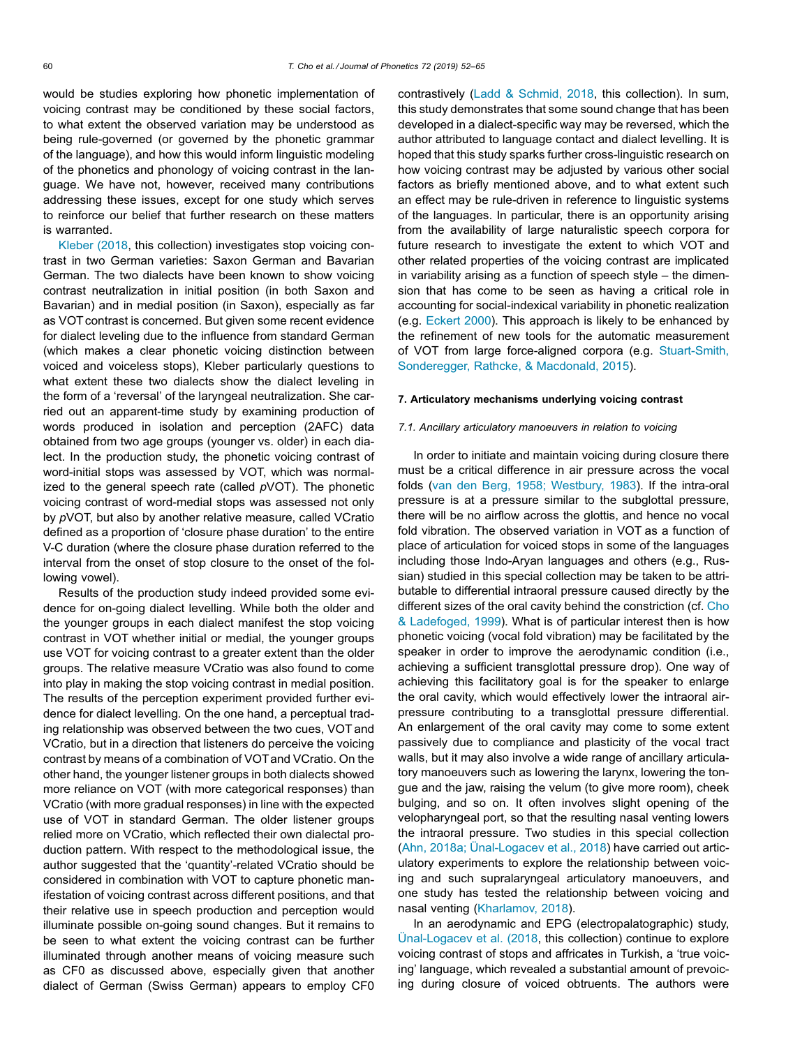would be studies exploring how phonetic implementation of voicing contrast may be conditioned by these social factors, to what extent the observed variation may be understood as being rule-governed (or governed by the phonetic grammar of the language), and how this would inform linguistic modeling of the phonetics and phonology of voicing contrast in the language. We have not, however, received many contributions addressing these issues, except for one study which serves to reinforce our belief that further research on these matters is warranted.

Kleber (2018, this collection) investigates stop voicing contrast in two German varieties: Saxon German and Bavarian German. The two dialects have been known to show voicing contrast neutralization in initial position (in both Saxon and Bavarian) and in medial position (in Saxon), especially as far as VOT contrast is concerned. But given some recent evidence for dialect leveling due to the influence from standard German (which makes a clear phonetic voicing distinction between voiced and voiceless stops), Kleber particularly questions to what extent these two dialects show the dialect leveling in the form of a 'reversal' of the laryngeal neutralization. She carried out an apparent-time study by examining production of words produced in isolation and perception (2AFC) data obtained from two age groups (younger vs. older) in each dialect. In the production study, the phonetic voicing contrast of word-initial stops was assessed by VOT, which was normalized to the general speech rate (called *p*VOT). The phonetic voicing contrast of word-medial stops was assessed not only by *p*VOT, but also by another relative measure, called VCratio defined as a proportion of 'closure phase duration' to the entire V-C duration (where the closure phase duration referred to the interval from the onset of stop closure to the onset of the following vowel).

Results of the production study indeed provided some evidence for on-going dialect levelling. While both the older and the younger groups in each dialect manifest the stop voicing contrast in VOT whether initial or medial, the younger groups use VOT for voicing contrast to a greater extent than the older groups. The relative measure VCratio was also found to come into play in making the stop voicing contrast in medial position. The results of the perception experiment provided further evidence for dialect levelling. On the one hand, a perceptual trading relationship was observed between the two cues, VOT and VCratio, but in a direction that listeners do perceive the voicing contrast by means of a combination of VOT and VCratio. On the other hand, the younger listener groups in both dialects showed more reliance on VOT (with more categorical responses) than VCratio (with more gradual responses) in line with the expected use of VOT in standard German. The older listener groups relied more on VCratio, which reflected their own dialectal production pattern. With respect to the methodological issue, the author suggested that the 'quantity'-related VCratio should be considered in combination with VOT to capture phonetic manifestation of voicing contrast across different positions, and that their relative use in speech production and perception would illuminate possible on-going sound changes. But it remains to be seen to what extent the voicing contrast can be further illuminated through another means of voicing measure such as CF0 as discussed above, especially given that another dialect of German (Swiss German) appears to employ CF0 contrastively (Ladd & Schmid, 2018, this collection). In sum, this study demonstrates that some sound change that has been developed in a dialect-specific way may be reversed, which the author attributed to language contact and dialect levelling. It is hoped that this study sparks further cross-linguistic research on how voicing contrast may be adjusted by various other social factors as briefly mentioned above, and to what extent such an effect may be rule-driven in reference to linguistic systems of the languages. In particular, there is an opportunity arising from the availability of large naturalistic speech corpora for future research to investigate the extent to which VOT and other related properties of the voicing contrast are implicated in variability arising as a function of speech style – the dimension that has come to be seen as having a critical role in accounting for social-indexical variability in phonetic realization (e.g. Eckert 2000). This approach is likely to be enhanced by the refinement of new tools for the automatic measurement of VOT from large force-aligned corpora (e.g. Stuart-Smith, Sonderegger, Rathcke, & Macdonald, 2015).

## 7. Articulatory mechanisms underlying voicing contrast

### 7.1. Ancillary articulatory manoeuvers in relation to voicing

In order to initiate and maintain voicing during closure there must be a critical difference in air pressure across the vocal folds (van den Berg, 1958; Westbury, 1983). If the intra-oral pressure is at a pressure similar to the subglottal pressure, there will be no airflow across the glottis, and hence no vocal fold vibration. The observed variation in VOT as a function of place of articulation for voiced stops in some of the languages including those Indo-Aryan languages and others (e.g., Russian) studied in this special collection may be taken to be attributable to differential intraoral pressure caused directly by the different sizes of the oral cavity behind the constriction (cf. Cho & Ladefoged, 1999). What is of particular interest then is how phonetic voicing (vocal fold vibration) may be facilitated by the speaker in order to improve the aerodynamic condition (i.e., achieving a sufficient transglottal pressure drop). One way of achieving this facilitatory goal is for the speaker to enlarge the oral cavity, which would effectively lower the intraoral air-pressure contributing to a transglottal pressure differential. An enlargement of the oral cavity may come to some extent passively due to compliance and plasticity of the vocal tract walls, but it may also involve a wide range of ancillary articulatory manoeuvers such as lowering the larynx, lowering the tongue and the jaw, raising the velum (to give more room), cheek bulging, and so on. It often involves slight opening of the velopharyngeal port, so that the resulting nasal venting lowers the intraoral pressure. Two studies in this special collection (Ahn, 2018a; Ünal-Logacev et al., 2018) have carried out articulatory experiments to explore the relationship between voicing and such supralaryngeal articulatory manoeuvers, and one study has tested the relationship between voicing and nasal venting (Kharlamov, 2018).

In an aerodynamic and EPG (electropalatographic) study, Ünal-Logacev et al. (2018, this collection) continue to explore voicing contrast of stops and affricates in Turkish, a 'true voicing' language, which revealed a substantial amount of prevoicing during closure of voiced obtruents. The authors were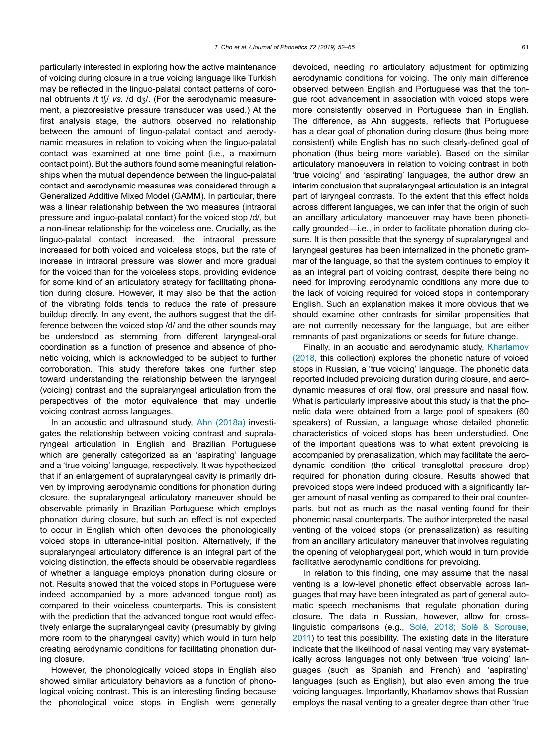particularly interested in exploring how the active maintenance of voicing during closure in a true voicing language like Turkish may be reflected in the linguo-palatal contact patterns of coronal obtruents /t tʃ/ *vs.* /d dʒ/. (For the aerodynamic measurement, a piezoresistive pressure transducer was used.) At the first analysis stage, the authors observed no relationship between the amount of linguo-palatal contact and aerodynamic measures in relation to voicing when the linguo-palatal contact was examined at one time point (i.e., a maximum contact point). But the authors found some meaningful relationships when the mutual dependence between the linguo-palatal contact and aerodynamic measures was considered through a Generalized Additive Mixed Model (GAMM). In particular, there was a linear relationship between the two measures (intraoral pressure and linguo-palatal contact) for the voiced stop /d/, but a non-linear relationship for the voiceless one. Crucially, as the linguo-palatal contact increased, the intraoral pressure increased for both voiced and voiceless stops, but the rate of increase in intraoral pressure was slower and more gradual for the voiced than for the voiceless stops, providing evidence for some kind of an articulatory strategy for facilitating phonation during closure. However, it may also be that the action of the vibrating folds tends to reduce the rate of pressure buildup directly. In any event, the authors suggest that the difference between the voiced stop /d/ and the other sounds may be understood as stemming from different laryngeal-oral coordination as a function of presence and absence of phonetic voicing, which is acknowledged to be subject to further corroboration. This study therefore takes one further step toward understanding the relationship between the laryngeal (voicing) contrast and the supralaryngeal articulation from the perspectives of the motor equivalence that may underlie voicing contrast across languages.

In an acoustic and ultrasound study, Ahn (2018a) investigates the relationship between voicing contrast and supralaryngeal articulation in English and Brazilian Portuguese which are generally categorized as an 'aspirating' language and a 'true voicing' language, respectively. It was hypothesized that if an enlargement of supralaryngeal cavity is primarily driven by improving aerodynamic conditions for phonation during closure, the supralaryngeal articulatory maneuver should be observable primarily in Brazilian Portuguese which employs phonation during closure, but such an effect is not expected to occur in English which often devoices the phonologically voiced stops in utterance-initial position. Alternatively, if the supralaryngeal articulatory difference is an integral part of the voicing distinction, the effects should be observable regardless of whether a language employs phonation during closure or not. Results showed that the voiced stops in Portuguese were indeed accompanied by a more advanced tongue root) as compared to their voiceless counterparts. This is consistent with the prediction that the advanced tongue root would effectively enlarge the supralaryngeal cavity (presumably by giving more room to the pharyngeal cavity) which would in turn help creating aerodynamic conditions for facilitating phonation during closure.

However, the phonologically voiced stops in English also showed similar articulatory behaviors as a function of phonological voicing contrast. This is an interesting finding because the phonological voice stops in English were generally devoiced, needing no articulatory adjustment for optimizing aerodynamic conditions for voicing. The only main difference observed between English and Portuguese was that the tongue root advancement in association with voiced stops were more consistently observed in Portuguese than in English. The difference, as Ahn suggests, reflects that Portuguese has a clear goal of phonation during closure (thus being more consistent) while English has no such clearly-defined goal of phonation (thus being more variable). Based on the similar articulatory manoeuvers in relation to voicing contrast in both 'true voicing' and 'aspirating' languages, the author drew an interim conclusion that supralaryngeal articulation is an integral part of laryngeal contrasts. To the extent that this effect holds across different languages, we can infer that the origin of such an ancillary articulatory manoeuver may have been phonetically grounded—i.e., in order to facilitate phonation during closure. It is then possible that the synergy of supralaryngeal and laryngeal gestures has been internalized in the phonetic grammar of the language, so that the system continues to employ it as an integral part of voicing contrast, despite there being no need for improving aerodynamic conditions any more due to the lack of voicing required for voiced stops in contemporary English. Such an explanation makes it more obvious that we should examine other contrasts for similar propensities that are not currently necessary for the language, but are either remnants of past organizations or seeds for future change.

Finally, in an acoustic and aerodynamic study, Kharlamov (2018, this collection) explores the phonetic nature of voiced stops in Russian, a 'true voicing' language. The phonetic data reported included prevoicing duration during closure, and aerodynamic measures of oral flow, oral pressure and nasal flow. What is particularly impressive about this study is that the phonetic data were obtained from a large pool of speakers (60 speakers) of Russian, a language whose detailed phonetic characteristics of voiced stops has been understudied. One of the important questions was to what extent prevoicing is accompanied by prenasalization, which may facilitate the aerodynamic condition (the critical transglottal pressure drop) required for phonation during closure. Results showed that prevoiced stops were indeed produced with a significantly larger amount of nasal venting as compared to their oral counterparts, but not as much as the nasal venting found for their phonemic nasal counterparts. The author interpreted the nasal venting of the voiced stops (or prenasalization) as resulting from an ancillary articulatory maneuver that involves regulating the opening of velopharygeal port, which would in turn provide facilitative aerodynamic conditions for prevoicing.

In relation to this finding, one may assume that the nasal venting is a low-level phonetic effect observable across languages that may have been integrated as part of general automatic speech mechanisms that regulate phonation during closure. The data in Russian, however, allow for cross-linguistic comparisons (e.g., Solé, 2018; Solé & Sprouse, 2011) to test this possibility. The existing data in the literature indicate that the likelihood of nasal venting may vary systematically across languages not only between 'true voicing' languages (such as Spanish and French) and 'aspirating' languages (such as English), but also even among the true voicing languages. Importantly, Kharlamov shows that Russian employs the nasal venting to a greater degree than other 'true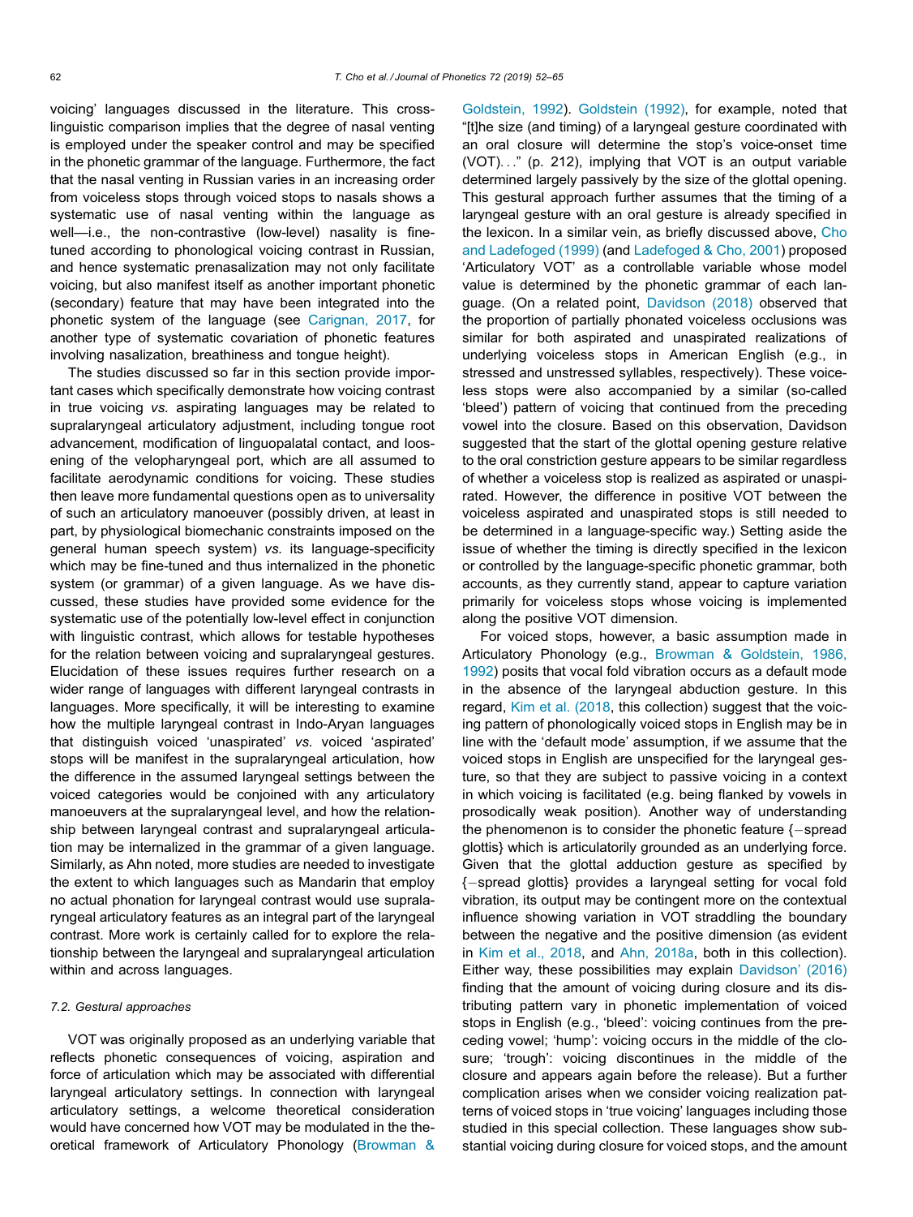voicing' languages discussed in the literature. This cross-linguistic comparison implies that the degree of nasal venting is employed under the speaker control and may be specified in the phonetic grammar of the language. Furthermore, the fact that the nasal venting in Russian varies in an increasing order from voiceless stops through voiced stops to nasals shows a systematic use of nasal venting within the language as well—i.e., the non-contrastive (low-level) nasality is fine-tuned according to phonological voicing contrast in Russian, and hence systematic prenasalization may not only facilitate voicing, but also manifest itself as another important phonetic (secondary) feature that may have been integrated into the phonetic system of the language (see Carignan, 2017, for another type of systematic covariation of phonetic features involving nasalization, breathiness and tongue height).

The studies discussed so far in this section provide important cases which specifically demonstrate how voicing contrast in true voicing *vs.* aspirating languages may be related to supralaryngeal articulatory adjustment, including tongue root advancement, modification of linguopalatal contact, and loosening of the velopharyngeal port, which are all assumed to facilitate aerodynamic conditions for voicing. These studies then leave more fundamental questions open as to universality of such an articulatory manoeuver (possibly driven, at least in part, by physiological biomechanic constraints imposed on the general human speech system) *vs.* its language-specificity which may be fine-tuned and thus internalized in the phonetic system (or grammar) of a given language. As we have discussed, these studies have provided some evidence for the systematic use of the potentially low-level effect in conjunction with linguistic contrast, which allows for testable hypotheses for the relation between voicing and supralaryngeal gestures. Elucidation of these issues requires further research on a wider range of languages with different laryngeal contrasts in languages. More specifically, it will be interesting to examine how the multiple laryngeal contrast in Indo-Aryan languages that distinguish voiced 'unaspirated' *vs.* voiced 'aspirated' stops will be manifest in the supralaryngeal articulation, how the difference in the assumed laryngeal settings between the voiced categories would be conjoined with any articulatory manoeuvers at the supralaryngeal level, and how the relationship between laryngeal contrast and supralaryngeal articulation may be internalized in the grammar of a given language. Similarly, as Ahn noted, more studies are needed to investigate the extent to which languages such as Mandarin that employ no actual phonation for laryngeal contrast would use supralaryngeal articulatory features as an integral part of the laryngeal contrast. More work is certainly called for to explore the relationship between the laryngeal and supralaryngeal articulation within and across languages.

### 7.2. Gestural approaches

VOT was originally proposed as an underlying variable that reflects phonetic consequences of voicing, aspiration and force of articulation which may be associated with differential laryngeal articulatory settings. In connection with laryngeal articulatory settings, a welcome theoretical consideration would have concerned how VOT may be modulated in the theoretical framework of Articulatory Phonology (Browman & Goldstein, 1992). Goldstein (1992), for example, noted that "[t]he size (and timing) of a laryngeal gesture coordinated with an oral closure will determine the stop's voice-onset time (VOT)..." (p. 212), implying that VOT is an output variable determined largely passively by the size of the glottal opening. This gestural approach further assumes that the timing of a laryngeal gesture with an oral gesture is already specified in the lexicon. In a similar vein, as briefly discussed above, Cho and Ladefoged (1999) (and Ladefoged & Cho, 2001) proposed 'Articulatory VOT' as a controllable variable whose model value is determined by the phonetic grammar of each language. (On a related point, Davidson (2018) observed that the proportion of partially phonated voiceless occlusions was similar for both aspirated and unaspirated realizations of underlying voiceless stops in American English (e.g., in stressed and unstressed syllables, respectively). These voiceless stops were also accompanied by a similar (so-called 'bleed') pattern of voicing that continued from the preceding vowel into the closure. Based on this observation, Davidson suggested that the start of the glottal opening gesture relative to the oral constriction gesture appears to be similar regardless of whether a voiceless stop is realized as aspirated or unaspirated. However, the difference in positive VOT between the voiceless aspirated and unaspirated stops is still needed to be determined in a language-specific way.) Setting aside the issue of whether the timing is directly specified in the lexicon or controlled by the language-specific phonetic grammar, both accounts, as they currently stand, appear to capture variation primarily for voiceless stops whose voicing is implemented along the positive VOT dimension.

For voiced stops, however, a basic assumption made in Articulatory Phonology (e.g., Browman & Goldstein, 1986, 1992) posits that vocal fold vibration occurs as a default mode in the absence of the laryngeal abduction gesture. In this regard, Kim et al. (2018, this collection) suggest that the voicing pattern of phonologically voiced stops in English may be in line with the 'default mode' assumption, if we assume that the voiced stops in English are unspecified for the laryngeal gesture, so that they are subject to passive voicing in a context in which voicing is facilitated (e.g. being flanked by vowels in prosodically weak position). Another way of understanding the phenomenon is to consider the phonetic feature {−spread glottis} which is articulatorily grounded as an underlying force. Given that the glottal adduction gesture as specified by {−spread glottis} provides a laryngeal setting for vocal fold vibration, its output may be contingent more on the contextual influence showing variation in VOT straddling the boundary between the negative and the positive dimension (as evident in Kim et al., 2018, and Ahn, 2018a, both in this collection). Either way, these possibilities may explain Davidson' (2016) finding that the amount of voicing during closure and its distributing pattern vary in phonetic implementation of voiced stops in English (e.g., 'bleed': voicing continues from the preceding vowel; 'hump': voicing occurs in the middle of the closure; 'trough': voicing discontinues in the middle of the closure and appears again before the release). But a further complication arises when we consider voicing realization patterns of voiced stops in 'true voicing' languages including those studied in this special collection. These languages show substantial voicing during closure for voiced stops, and the amount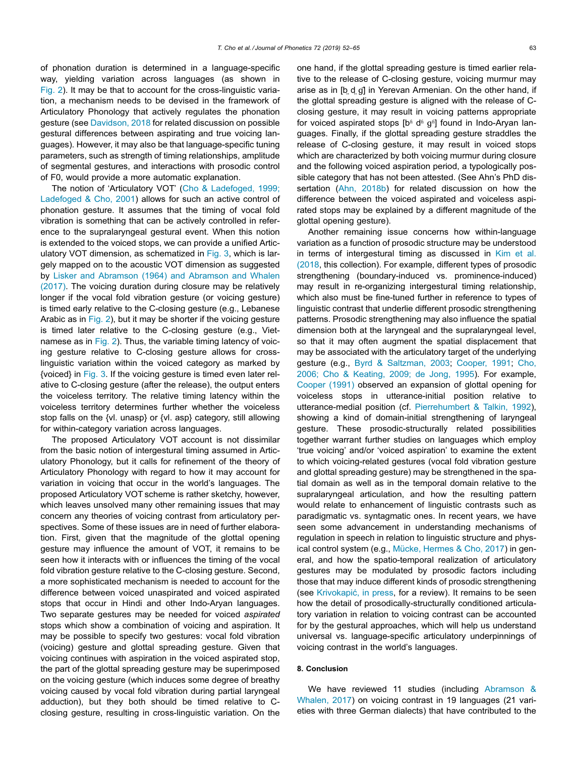of phonation duration is determined in a language-specific way, yielding variation across languages (as shown in Fig. 2). It may be that to account for the cross-linguistic variation, a mechanism needs to be devised in the framework of Articulatory Phonology that actively regulates the phonation gesture (see Davidson, 2018 for related discussion on possible gestural differences between aspirating and true voicing languages). However, it may also be that language-specific tuning parameters, such as strength of timing relationships, amplitude of segmental gestures, and interactions with prosodic control of F0, would provide a more automatic explanation.

The notion of 'Articulatory VOT' (Cho & Ladefoged, 1999; Ladefoged & Cho, 2001) allows for such an active control of phonation gesture. It assumes that the timing of vocal fold vibration is something that can be actively controlled in reference to the supralaryngeal gestural event. When this notion is extended to the voiced stops, we can provide a unified Articulatory VOT dimension, as schematized in Fig. 3, which is largely mapped on to the acoustic VOT dimension as suggested by Lisker and Abramson (1964) and Abramson and Whalen (2017). The voicing duration during closure may be relatively longer if the vocal fold vibration gesture (or voicing gesture) is timed early relative to the C-closing gesture (e.g., Lebanese Arabic as in Fig. 2), but it may be shorter if the voicing gesture is timed later relative to the C-closing gesture (e.g., Vietnamese as in Fig. 2). Thus, the variable timing latency of voicing gesture relative to C-closing gesture allows for cross-linguistic variation within the voiced category as marked by {voiced} in Fig. 3. If the voicing gesture is timed even later relative to C-closing gesture (after the release), the output enters the voiceless territory. The relative timing latency within the voiceless territory determines further whether the voiceless stop falls on the {vl. unasp} or {vl. asp} category, still allowing for within-category variation across languages.

The proposed Articulatory VOT account is not dissimilar from the basic notion of intergestural timing assumed in Articulatory Phonology, but it calls for refinement of the theory of Articulatory Phonology with regard to how it may account for variation in voicing that occur in the world's languages. The proposed Articulatory VOT scheme is rather sketchy, however, which leaves unsolved many other remaining issues that may concern any theories of voicing contrast from articulatory perspectives. Some of these issues are in need of further elaboration. First, given that the magnitude of the glottal opening gesture may influence the amount of VOT, it remains to be seen how it interacts with or influences the timing of the vocal fold vibration gesture relative to the C-closing gesture. Second, a more sophisticated mechanism is needed to account for the difference between voiced unaspirated and voiced aspirated stops that occur in Hindi and other Indo-Aryan languages. Two separate gestures may be needed for voiced *aspirated* stops which show a combination of voicing and aspiration. It may be possible to specify two gestures: vocal fold vibration (voicing) gesture and glottal spreading gesture. Given that voicing continues with aspiration in the voiced aspirated stop, the part of the glottal spreading gesture may be superimposed on the voicing gesture (which induces some degree of breathy voicing caused by vocal fold vibration during partial laryngeal adduction), but they both should be timed relative to C-closing gesture, resulting in cross-linguistic variation. On the one hand, if the glottal spreading gesture is timed earlier relative to the release of C-closing gesture, voicing murmur may arise as in [b̤ d̤ g̤] in Yerevan Armenian. On the other hand, if the glottal spreading gesture is aligned with the release of C-closing gesture, it may result in voicing patterns appropriate for voiced aspirated stops [bʱ dʱ gʱ] found in Indo-Aryan languages. Finally, if the glottal spreading gesture straddles the release of C-closing gesture, it may result in voiced stops which are characterized by both voicing murmur during closure and the following voiced aspiration period, a typologically possible category that has not been attested. (See Ahn's PhD dissertation (Ahn, 2018b) for related discussion on how the difference between the voiced aspirated and voiceless aspirated stops may be explained by a different magnitude of the glottal opening gesture).

Another remaining issue concerns how within-language variation as a function of prosodic structure may be understood in terms of intergestural timing as discussed in Kim et al. (2018, this collection). For example, different types of prosodic strengthening (boundary-induced vs. prominence-induced) may result in re-organizing intergestural timing relationship, which also must be fine-tuned further in reference to types of linguistic contrast that underlie different prosodic strengthening patterns. Prosodic strengthening may also influence the spatial dimension both at the laryngeal and the supralaryngeal level, so that it may often augment the spatial displacement that may be associated with the articulatory target of the underlying gesture (e.g., Byrd & Saltzman, 2003; Cooper, 1991; Cho, 2006; Cho & Keating, 2009; de Jong, 1995). For example, Cooper (1991) observed an expansion of glottal opening for voiceless stops in utterance-initial position relative to utterance-medial position (cf. Pierrehumbert & Talkin, 1992), showing a kind of domain-initial strengthening of laryngeal gesture. These prosodic-structurally related possibilities together warrant further studies on languages which employ 'true voicing' and/or 'voiced aspiration' to examine the extent to which voicing-related gestures (vocal fold vibration gesture and glottal spreading gesture) may be strengthened in the spatial domain as well as in the temporal domain relative to the supralaryngeal articulation, and how the resulting pattern would relate to enhancement of linguistic contrasts such as paradigmatic vs. syntagmatic ones. In recent years, we have seen some advancement in understanding mechanisms of regulation in speech in relation to linguistic structure and physical control system (e.g., Mücke, Hermes & Cho, 2017) in general, and how the spatio-temporal realization of articulatory gestures may be modulated by prosodic factors including those that may induce different kinds of prosodic strengthening (see Krivokapić, in press, for a review). It remains to be seen how the detail of prosodically-structurally conditioned articulatory variation in relation to voicing contrast can be accounted for by the gestural approaches, which will help us understand universal vs. language-specific articulatory underpinnings of voicing contrast in the world's languages.

## 8. Conclusion

We have reviewed 11 studies (including Abramson & Whalen, 2017) on voicing contrast in 19 languages (21 varieties with three German dialects) that have contributed to the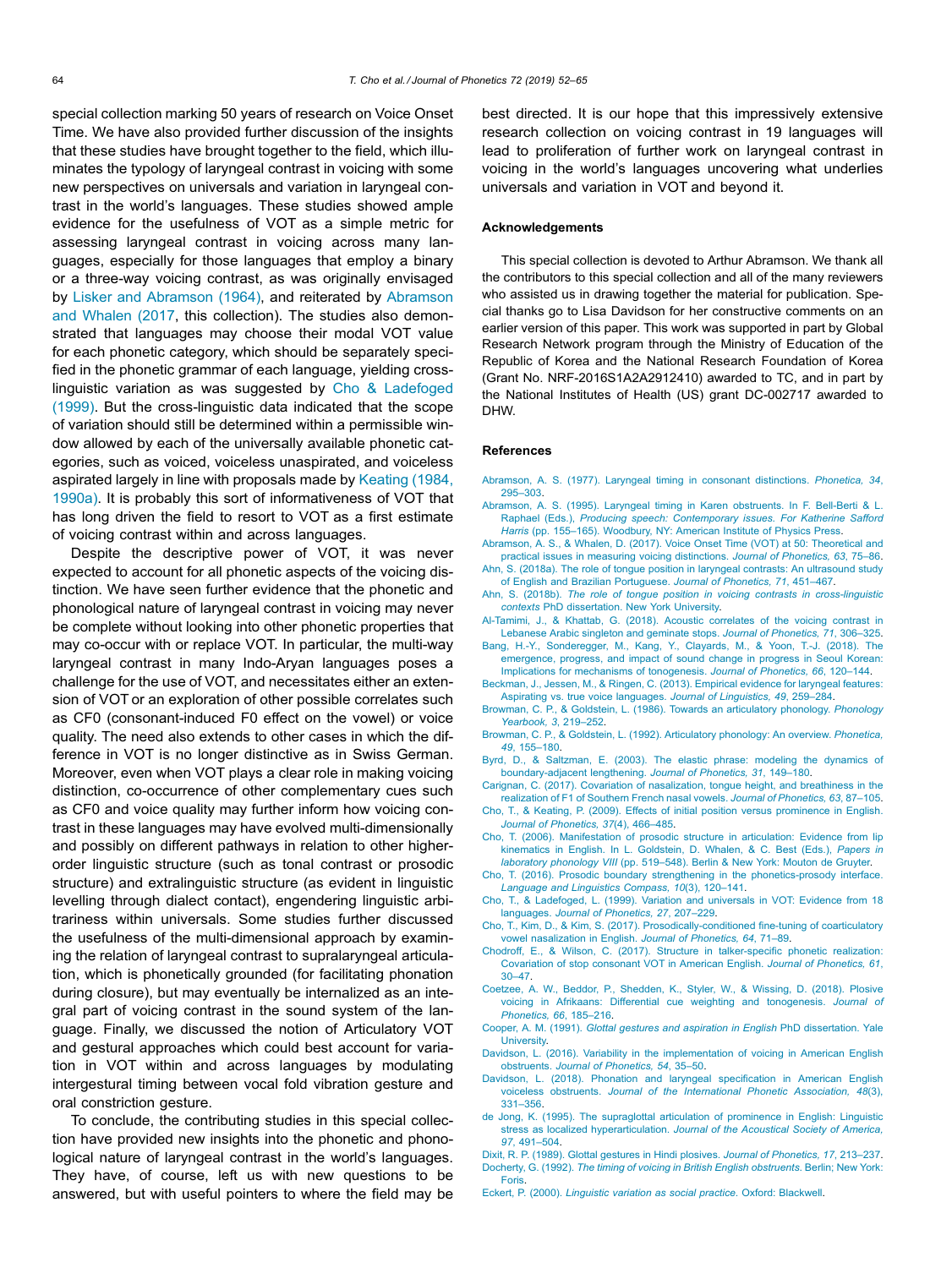special collection marking 50 years of research on Voice Onset Time. We have also provided further discussion of the insights that these studies have brought together to the field, which illuminates the typology of laryngeal contrast in voicing with some new perspectives on universals and variation in laryngeal contrast in the world's languages. These studies showed ample evidence for the usefulness of VOT as a simple metric for assessing laryngeal contrast in voicing across many languages, especially for those languages that employ a binary or a three-way voicing contrast, as was originally envisaged by Lisker and Abramson (1964), and reiterated by Abramson and Whalen (2017, this collection). The studies also demonstrated that languages may choose their modal VOT value for each phonetic category, which should be separately specified in the phonetic grammar of each language, yielding cross-linguistic variation as was suggested by Cho & Ladefoged (1999). But the cross-linguistic data indicated that the scope of variation should still be determined within a permissible window allowed by each of the universally available phonetic categories, such as voiced, voiceless unaspirated, and voiceless aspirated largely in line with proposals made by Keating (1984, 1990a). It is probably this sort of informativeness of VOT that has long driven the field to resort to VOT as a first estimate of voicing contrast within and across languages.

Despite the descriptive power of VOT, it was never expected to account for all phonetic aspects of the voicing distinction. We have seen further evidence that the phonetic and phonological nature of laryngeal contrast in voicing may never be complete without looking into other phonetic properties that may co-occur with or replace VOT. In particular, the multi-way laryngeal contrast in many Indo-Aryan languages poses a challenge for the use of VOT, and necessitates either an extension of VOT or an exploration of other possible correlates such as CF0 (consonant-induced F0 effect on the vowel) or voice quality. The need also extends to other cases in which the difference in VOT is no longer distinctive as in Swiss German. Moreover, even when VOT plays a clear role in making voicing distinction, co-occurrence of other complementary cues such as CF0 and voice quality may further inform how voicing contrast in these languages may have evolved multi-dimensionally and possibly on different pathways in relation to other higher-order linguistic structure (such as tonal contrast or prosodic structure) and extralinguistic structure (as evident in linguistic levelling through dialect contact), engendering linguistic arbitrariness within universals. Some studies further discussed the usefulness of the multi-dimensional approach by examining the relation of laryngeal contrast to supralaryngeal articulation, which is phonetically grounded (for facilitating phonation during closure), but may eventually be internalized as an integral part of voicing contrast in the sound system of the language. Finally, we discussed the notion of Articulatory VOT and gestural approaches which could best account for variation in VOT within and across languages by modulating intergestural timing between vocal fold vibration gesture and oral constriction gesture.

To conclude, the contributing studies in this special collection have provided new insights into the phonetic and phonological nature of laryngeal contrast in the world's languages. They have, of course, left us with new questions to be answered, but with useful pointers to where the field may be best directed. It is our hope that this impressively extensive research collection on voicing contrast in 19 languages will lead to proliferation of further work on laryngeal contrast in voicing in the world's languages uncovering what underlies universals and variation in VOT and beyond it.

## Acknowledgements

This special collection is devoted to Arthur Abramson. We thank all the contributors to this special collection and all of the many reviewers who assisted us in drawing together the material for publication. Special thanks go to Lisa Davidson for her constructive comments on an earlier version of this paper. This work was supported in part by Global Research Network program through the Ministry of Education of the Republic of Korea and the National Research Foundation of Korea (Grant No. NRF-2016S1A2A2912410) awarded to TC, and in part by the National Institutes of Health (US) grant DC-002717 awarded to DHW.

## References

Abramson, A. S. (1977). Laryngeal timing in consonant distinctions. *Phonetica, 34*, 295–303.

Abramson, A. S. (1995). Laryngeal timing in Karen obstruents. In F. Bell-Berti & L. Raphael (Eds.), *Producing speech: Contemporary issues. For Katherine Safford Harris* (pp. 155–165). Woodbury, NY: American Institute of Physics Press.

Abramson, A. S., & Whalen, D. (2017). Voice Onset Time (VOT) at 50: Theoretical and practical issues in measuring voicing distinctions. *Journal of Phonetics, 63*, 75–86.

Ahn, S. (2018a). The role of tongue position in laryngeal contrasts: An ultrasound study of English and Brazilian Portuguese. *Journal of Phonetics, 71*, 451–467.

Ahn, S. (2018b). *The role of tongue position in voicing contrasts in cross-linguistic contexts* PhD dissertation. New York University.

Al-Tamimi, J., & Khattab, G. (2018). Acoustic correlates of the voicing contrast in Lebanese Arabic singleton and geminate stops. *Journal of Phonetics, 71*, 306–325.

Bang, H.-Y., Sonderegger, M., Kang, Y., Clayards, M., & Yoon, T.-J. (2018). The emergence, progress, and impact of sound change in progress in Seoul Korean: Implications for mechanisms of tonogenesis. *Journal of Phonetics, 66*, 120–144.

Beckman, J., Jessen, M., & Ringen, C. (2013). Empirical evidence for laryngeal features: Aspirating vs. true voice languages. *Journal of Linguistics, 49*, 259–284.

Browman, C. P., & Goldstein, L. (1986). Towards an articulatory phonology. *Phonology Yearbook, 3*, 219–252.

Browman, C. P., & Goldstein, L. (1992). Articulatory phonology: An overview. *Phonetica, 49*, 155–180.

Byrd, D., & Saltzman, E. (2003). The elastic phrase: modeling the dynamics of boundary-adjacent lengthening. *Journal of Phonetics, 31*, 149–180.

Carignan, C. (2017). Covariation of nasalization, tongue height, and breathiness in the realization of F1 of Southern French nasal vowels. *Journal of Phonetics, 63*, 87–105.

Cho, T., & Keating, P. (2009). Effects of initial position versus prominence in English. *Journal of Phonetics, 37*(4), 466–485.

Cho, T. (2006). Manifestation of prosodic structure in articulation: Evidence from lip kinematics in English. In L. Goldstein, D. Whalen, & C. Best (Eds.), *Papers in laboratory phonology VIII* (pp. 519–548). Berlin & New York: Mouton de Gruyter.

Cho, T. (2016). Prosodic boundary strengthening in the phonetics-prosody interface. *Language and Linguistics Compass, 10*(3), 120–141.

Cho, T., & Ladefoged, L. (1999). Variation and universals in VOT: Evidence from 18 languages. *Journal of Phonetics, 27*, 207–229.

Cho, T., Kim, D., & Kim, S. (2017). Prosodically-conditioned fine-tuning of coarticulatory vowel nasalization in English. *Journal of Phonetics, 64*, 71–89.

Chodroff, E., & Wilson, C. (2017). Structure in talker-specific phonetic realization: Covariation of stop consonant VOT in American English. *Journal of Phonetics, 61*, 30–47.

Coetzee, A. W., Beddor, P., Shedden, K., Styler, W., & Wissing, D. (2018). Plosive voicing in Afrikaans: Differential cue weighting and tonogenesis. *Journal of Phonetics, 66*, 185–216.

Cooper, A. M. (1991). *Glottal gestures and aspiration in English* PhD dissertation. Yale University.

Davidson, L. (2016). Variability in the implementation of voicing in American English obstruents. *Journal of Phonetics, 54*, 35–50.

Davidson, L. (2018). Phonation and laryngeal specification in American English voiceless obstruents. *Journal of the International Phonetic Association, 48*(3), 331–356.

de Jong, K. (1995). The supraglottal articulation of prominence in English: Linguistic stress as localized hyperarticulation. *Journal of the Acoustical Society of America, 97*, 491–504.

Dixit, R. P. (1989). Glottal gestures in Hindi plosives. *Journal of Phonetics, 17*, 213–237.

Docherty, G. (1992). *The timing of voicing in British English obstruents*. Berlin; New York: Foris.

Eckert, P. (2000). *Linguistic variation as social practice*. Oxford: Blackwell.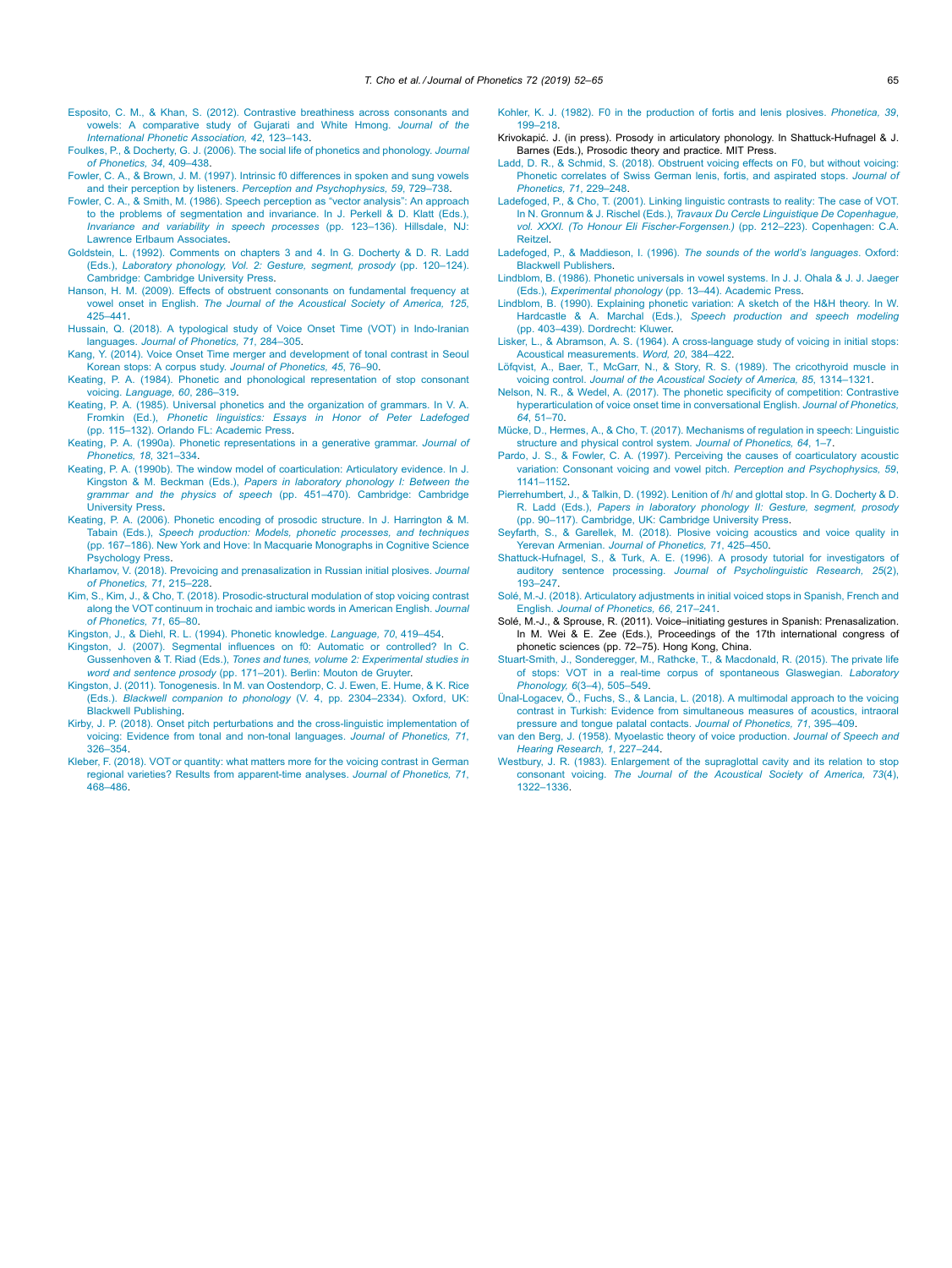Esposito, C. M., & Khan, S. (2012). Contrastive breathiness across consonants and vowels: A comparative study of Gujarati and White Hmong. *Journal of the International Phonetic Association, 42*, 123–143.

Foulkes, P., & Docherty, G. J. (2006). The social life of phonetics and phonology. *Journal of Phonetics, 34*, 409–438.

Fowler, C. A., & Brown, J. M. (1997). Intrinsic f0 differences in spoken and sung vowels and their perception by listeners. *Perception and Psychophysics, 59*, 729–738.

Fowler, C. A., & Smith, M. (1986). Speech perception as "vector analysis": An approach to the problems of segmentation and invariance. In J. Perkell & D. Klatt (Eds.), *Invariance and variability in speech processes* (pp. 123–136). Hillsdale, NJ: Lawrence Erlbaum Associates.

Goldstein, L. (1992). Comments on chapters 3 and 4. In G. Docherty & D. R. Ladd (Eds.), *Laboratory phonology, Vol. 2: Gesture, segment, prosody* (pp. 120–124). Cambridge: Cambridge University Press.

Hanson, H. M. (2009). Effects of obstruent consonants on fundamental frequency at vowel onset in English. *The Journal of the Acoustical Society of America, 125*, 425–441.

Hussain, Q. (2018). A typological study of Voice Onset Time (VOT) in Indo-Iranian languages. *Journal of Phonetics, 71*, 284–305.

Kang, Y. (2014). Voice Onset Time merger and development of tonal contrast in Seoul Korean stops: A corpus study. *Journal of Phonetics, 45*, 76–90.

Keating, P. A. (1984). Phonetic and phonological representation of stop consonant voicing. *Language, 60*, 286–319.

Keating, P. A. (1985). Universal phonetics and the organization of grammars. In V. A. Fromkin (Ed.), *Phonetic linguistics: Essays in Honor of Peter Ladefoged* (pp. 115–132). Orlando FL: Academic Press.

Keating, P. A. (1990a). Phonetic representations in a generative grammar. *Journal of Phonetics, 18*, 321–334.

Keating, P. A. (1990b). The window model of coarticulation: Articulatory evidence. In J. Kingston & M. Beckman (Eds.), *Papers in laboratory phonology I: Between the grammar and the physics of speech* (pp. 451–470). Cambridge: Cambridge University Press.

Keating, P. A. (2006). Phonetic encoding of prosodic structure. In J. Harrington & M. Tabain (Eds.), *Speech production: Models, phonetic processes, and techniques* (pp. 167–186). New York and Hove: In Macquarie Monographs in Cognitive Science Psychology Press.

Kharlamov, V. (2018). Prevoicing and prenasalization in Russian initial plosives. *Journal of Phonetics, 71*, 215–228.

Kim, S., Kim, J., & Cho, T. (2018). Prosodic-structural modulation of stop voicing contrast along the VOT continuum in trochaic and iambic words in American English. *Journal of Phonetics, 71*, 65–80.

Kingston, J., & Diehl, R. L. (1994). Phonetic knowledge. *Language, 70*, 419–454.

Kingston, J. (2007). Segmental influences on f0: Automatic or controlled? In C. Gussenhoven & T. Riad (Eds.), *Tones and tunes, volume 2: Experimental studies in word and sentence prosody* (pp. 171–201). Berlin: Mouton de Gruyter.

Kingston, J. (2011). Tonogenesis. In M. van Oostendorp, C. J. Ewen, E. Hume, & K. Rice (Eds.). *Blackwell companion to phonology* (V. 4, pp. 2304–2334). Oxford, UK: Blackwell Publishing.

Kirby, J. P. (2018). Onset pitch perturbations and the cross-linguistic implementation of voicing: Evidence from tonal and non-tonal languages. *Journal of Phonetics, 71*, 326–354.

Kleber, F. (2018). VOT or quantity: what matters more for the voicing contrast in German regional varieties? Results from apparent-time analyses. *Journal of Phonetics, 71*, 468–486.

Kohler, K. J. (1982). F0 in the production of fortis and lenis plosives. *Phonetica, 39*, 199–218.

Krivokapić. J. (in press). Prosody in articulatory phonology. In Shattuck-Hufnagel & J. Barnes (Eds.), Prosodic theory and practice. MIT Press.

Ladd, D. R., & Schmid, S. (2018). Obstruent voicing effects on F0, but without voicing: Phonetic correlates of Swiss German lenis, fortis, and aspirated stops. *Journal of Phonetics, 71*, 229–248.

Ladefoged, P., & Cho, T. (2001). Linking linguistic contrasts to reality: The case of VOT. In N. Gronnum & J. Rischel (Eds.), *Travaux Du Cercle Linguistique De Copenhague, vol. XXXI. (To Honour Eli Fischer-Forgensen.)* (pp. 212–223). Copenhagen: C.A. Reitzel.

Ladefoged, P., & Maddieson, I. (1996). *The sounds of the world's languages*. Oxford: Blackwell Publishers.

Lindblom, B. (1986). Phonetic universals in vowel systems. In J. J. Ohala & J. J. Jaeger (Eds.), *Experimental phonology* (pp. 13–44). Academic Press.

Lindblom, B. (1990). Explaining phonetic variation: A sketch of the H&H theory. In W. Hardcastle & A. Marchal (Eds.), *Speech production and speech modeling* (pp. 403–439). Dordrecht: Kluwer.

Lisker, L., & Abramson, A. S. (1964). A cross-language study of voicing in initial stops: Acoustical measurements. *Word, 20*, 384–422.

Löfqvist, A., Baer, T., McGarr, N., & Story, R. S. (1989). The cricothyroid muscle in voicing control. *Journal of the Acoustical Society of America, 85*, 1314–1321.

Nelson, N. R., & Wedel, A. (2017). The phonetic specificity of competition: Contrastive hyperarticulation of voice onset time in conversational English. *Journal of Phonetics, 64*, 51–70.

Mücke, D., Hermes, A., & Cho, T. (2017). Mechanisms of regulation in speech: Linguistic structure and physical control system. *Journal of Phonetics, 64*, 1–7.

Pardo, J. S., & Fowler, C. A. (1997). Perceiving the causes of coarticulatory acoustic variation: Consonant voicing and vowel pitch. *Perception and Psychophysics, 59*, 1141–1152.

Pierrehumbert, J., & Talkin, D. (1992). Lenition of /h/ and glottal stop. In G. Docherty & D. R. Ladd (Eds.), *Papers in laboratory phonology II: Gesture, segment, prosody* (pp. 90–117). Cambridge, UK: Cambridge University Press.

Seyfarth, S., & Garellek, M. (2018). Plosive voicing acoustics and voice quality in Yerevan Armenian. *Journal of Phonetics, 71*, 425–450.

Shattuck-Hufnagel, S., & Turk, A. E. (1996). A prosody tutorial for investigators of auditory sentence processing. *Journal of Psycholinguistic Research, 25*(2), 193–247.

Solé, M.-J. (2018). Articulatory adjustments in initial voiced stops in Spanish, French and English. *Journal of Phonetics, 66*, 217–241.

Solé, M.-J., & Sprouse, R. (2011). Voice–initiating gestures in Spanish: Prenasalization. In M. Wei & E. Zee (Eds.), Proceedings of the 17th international congress of phonetic sciences (pp. 72–75). Hong Kong, China.

Stuart-Smith, J., Sonderegger, M., Rathcke, T., & Macdonald, R. (2015). The private life of stops: VOT in a real-time corpus of spontaneous Glaswegian. *Laboratory Phonology, 6*(3–4), 505–549.

Ünal-Logacev, Ö., Fuchs, S., & Lancia, L. (2018). A multimodal approach to the voicing contrast in Turkish: Evidence from simultaneous measures of acoustics, intraoral pressure and tongue palatal contacts. *Journal of Phonetics, 71*, 395–409.

van den Berg, J. (1958). Myoelastic theory of voice production. *Journal of Speech and Hearing Research, 1*, 227–244.

Westbury, J. R. (1983). Enlargement of the supraglottal cavity and its relation to stop consonant voicing. *The Journal of the Acoustical Society of America, 73*(4), 1322–1336.